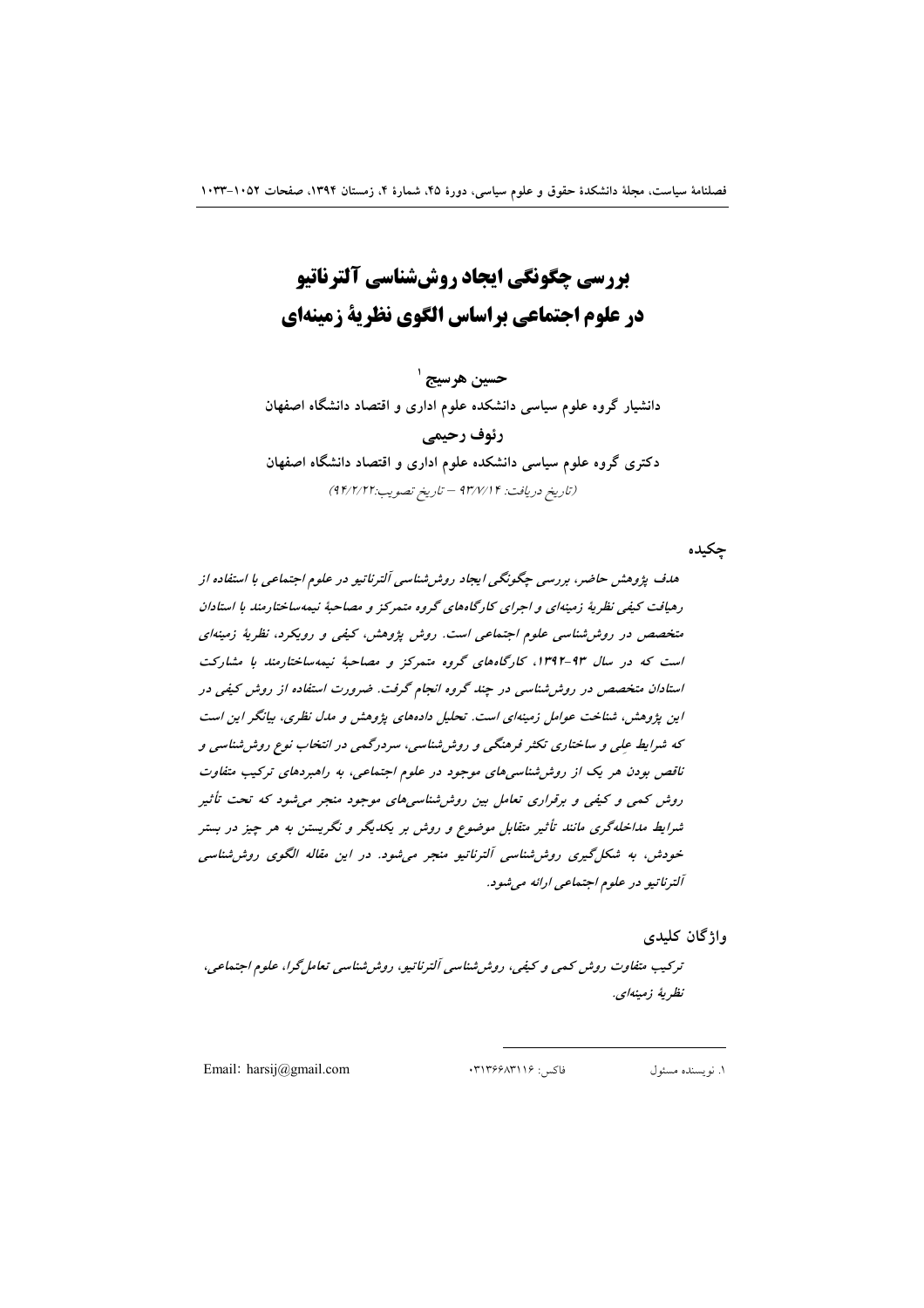# بررسی چگونگی ایجاد روش‌شناسی آلترناتیو در علوم اجتماعی براساس الگوی نظریهٔ زمینه‌ای

**حسین هرسیج** [1]

دانشیار گروه علوم سیاسی دانشکده علوم اداری و اقتصاد دانشگاه اصفهان

**رئوف رحیمی**

دکتری گروه علوم سیاسی دانشکده علوم اداری و اقتصاد دانشگاه اصفهان

*(تاریخ دریافت: ۹۳/۷/۱۴ – تاریخ تصویب: ۹۴/۲/۲۲)*

## چکیده

*هدف پژوهش حاضر، بررسی چگونگی ایجاد روش‌شناسی آلترناتیو در علوم اجتماعی با استفاده از رهیافت کیفی نظریهٔ زمینه‌ای و اجرای کارگاه‌های گروه متمرکز و مصاحبهٔ نیمه‌ساختارمند با استادان متخصص در روش‌شناسی علوم اجتماعی است. روش پژوهش، کیفی و رویکرد، نظریهٔ زمینه‌ای است که در سال ۹۳-۱۳۹۲، کارگاه‌های گروه متمرکز و مصاحبهٔ نیمه‌ساختارمند با مشارکت استادان متخصص در روش‌شناسی در چند گروه انجام گرفت. ضرورت استفاده از روش کیفی در این پژوهش، شناخت عوامل زمینه‌ای است. تحلیل داده‌های پژوهش و مدل نظری، بیانگر این است که شرایط علّی و ساختاری تکثر فرهنگی و روش‌شناسی، سردرگمی در انتخاب نوع روش‌شناسی و ناقص بودن هر یک از روش‌شناسی‌های موجود در علوم اجتماعی، به راهبردهای ترکیب متفاوت روش کمی و کیفی و برقراری تعامل بین روش‌شناسی‌های موجود منجر می‌شود که تحت تأثیر شرایط مداخله‌گری مانند تأثیر متقابل موضوع و روش بر یکدیگر و نگریستن به هر چیز در بستر خودش، به شکل‌گیری روش‌شناسی آلترناتیو منجر می‌شود. در این مقاله الگوی روش‌شناسی آلترناتیو در علوم اجتماعی ارائه می‌شود.*

## واژگان کلیدی

*ترکیب متفاوت روش کمی و کیفی، روش‌شناسی آلترناتیو، روش‌شناسی تعامل‌گرا، علوم اجتماعی، نظریهٔ زمینه‌ای.*

---

۱. نویسنده مسئول     فاکس: ۰۳۱۳۶۶۸۳۱۱۶     Email: harsij@gmail.com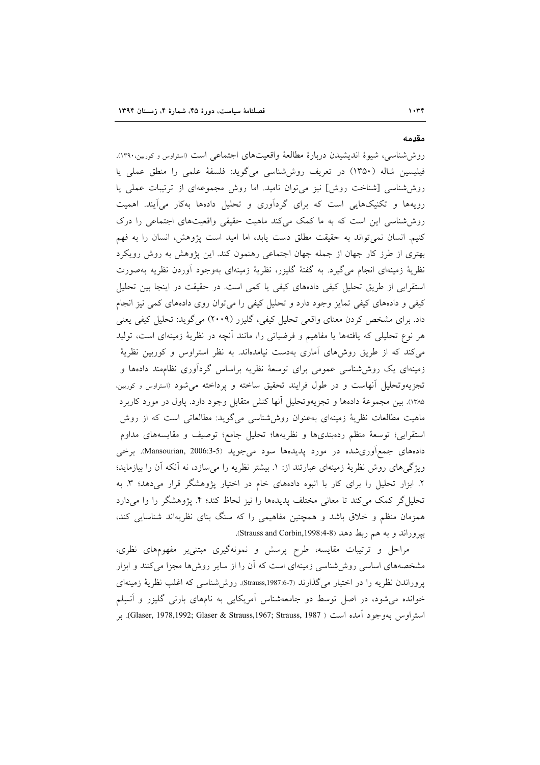## مقدمه

روش‌شناسی، شیوهٔ اندیشیدن دربارهٔ مطالعهٔ واقعیت‌های اجتماعی است (استراوس و کوربین،۱۳۹۰). فیلیسین شاله (۱۳۵۰) در تعریف روش‌شناسی می‌گوید: فلسفهٔ علمی را منطق عملی یا روش‌شناسی [شناخت روش] نیز می‌توان نامید. اما روش مجموعه‌ای از ترتیبات عملی یا رویه‌ها و تکنیک‌هایی است که برای گردآوری و تحلیل داده‌ها به‌کار می‌آیند. اهمیت روش‌شناسی این است که به ما کمک می‌کند ماهیت حقیقی واقعیت‌های اجتماعی را درک کنیم. انسان نمی‌تواند به حقیقت مطلق دست یابد، اما امید است پژوهش، انسان را به فهم بهتری از طرز کار جهان از جمله جهان اجتماعی رهنمون کند. این پژوهش به روش رویکرد نظریهٔ زمینه‌ای انجام می‌گیرد. به گفتهٔ گلیزر، نظریهٔ زمینه‌ای به‌وجود آوردن نظریه به‌صورت استقرایی از طریق تحلیل کیفی داده‌های کیفی یا کمی است. در حقیقت در اینجا بین تحلیل کیفی و داده‌های کیفی تمایز وجود دارد و تحلیل کیفی را می‌توان روی داده‌های کمی نیز انجام داد. برای مشخص کردن معنای واقعی تحلیل کیفی، گلیزر (۲۰۰۹) می‌گوید: تحلیل کیفی یعنی هر نوع تحلیلی که یافته‌ها یا مفاهیم و فرضیاتی را، مانند آنچه در نظریهٔ زمینه‌ای است، تولید می‌کند که از طریق روش‌های آماری به‌دست نیامده‌اند. به نظر استراوس و کوربین نظریهٔ زمینه‌ای یک روش‌شناسی عمومی برای توسعهٔ نظریه براساس گردآوری نظام‌مند داده‌ها و تجزیه‌وتحلیل آنهاست و در طول فرایند تحقیق ساخته و پرداخته می‌شود (استراوس و کوربین، ۱۳۸۵). بین مجموعهٔ داده‌ها و تجزیه‌وتحلیل آنها کنش متقابل وجود دارد. پاول در مورد کاربرد ماهیت مطالعات نظریهٔ زمینه‌ای به‌عنوان روش‌شناسی می‌گوید: مطالعاتی است که از روش استقرایی؛ توسعهٔ منظم رده‌بندی‌ها و نظریه‌ها؛ تحلیل جامع؛ توصیف و مقایسه‌های مداوم داده‌های جمع‌آوری‌شده در مورد پدیده‌ها سود می‌جوید (Mansourian, 2006:3-5). برخی ویژگی‌های روش نظریهٔ زمینه‌ای عبارتند از: ۱. بیشتر نظریه را می‌سازد، نه آنکه آن را بیازماید؛ ۲. ابزار تحلیل را برای کار با انبوه داده‌های خام در اختیار پژوهشگر قرار می‌دهد؛ ۳. به تحلیل‌گر کمک می‌کند تا معانی مختلف پدیده‌ها را نیز لحاظ کند؛ ۴. پژوهشگر را وا می‌دارد همزمان منظم و خلاق باشد و همچنین مفاهیمی را که سنگ بنای نظریه‌اند شناسایی کند، بپروراند و به هم ربط دهد (Strauss and Corbin,1998:4-8).

مراحل و ترتیبات مقایسه، طرح پرسش و نمونه‌گیری مبتنی‌بر مفهوم‌های نظری، مشخصه‌های اساسی روش‌شناسی زمینه‌ای است که آن را از سایر روش‌ها مجزا می‌کنند و ابزار پروراندن نظریه را در اختیار می‌گذارند (Strauss,1987:6-7). روش‌شناسی که اغلب نظریهٔ زمینه‌ای خوانده می‌شود، در اصل توسط دو جامعه‌شناس آمریکایی به نام‌های بارنی گلیزر و آنسلم استراوس به‌وجود آمده است (Glaser, 1978,1992; Glaser & Strauss,1967; Strauss, 1987). بر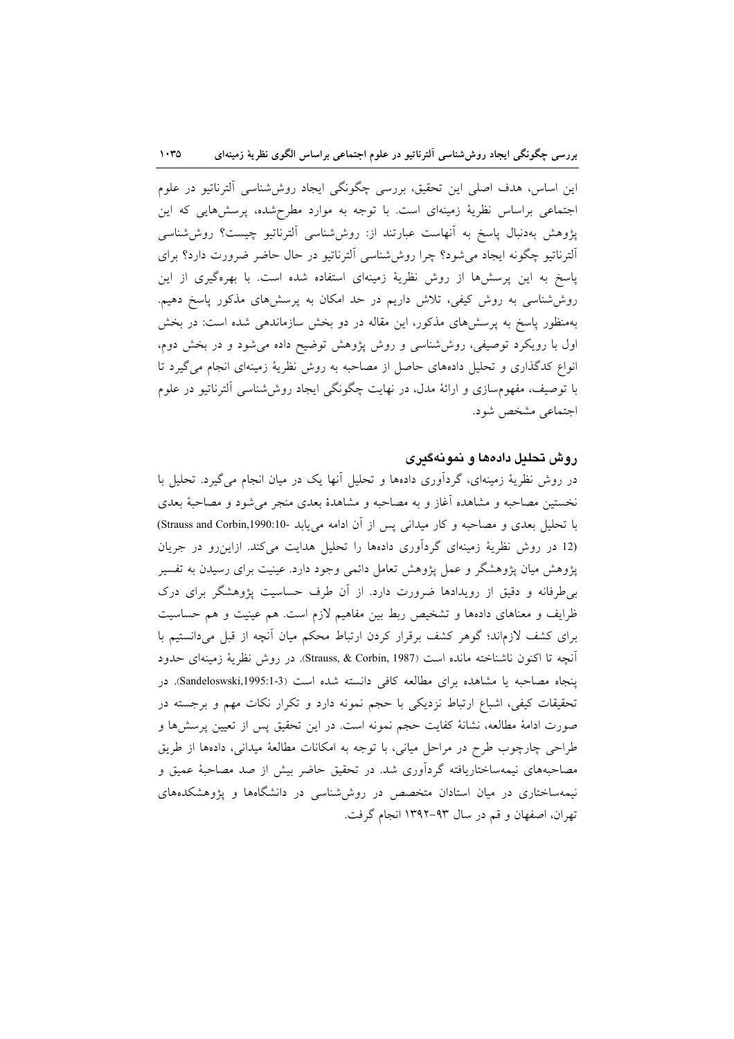این اساس، هدف اصلی این تحقیق، بررسی چگونگی ایجاد روش‌شناسی آلترناتیو در علوم اجتماعی براساس نظریهٔ زمینه‌ای است. با توجه به موارد مطرح‌شده، پرسش‌هایی که این پژوهش به‌دنبال پاسخ به آنهاست عبارتند از: روش‌شناسی آلترناتیو چیست؟ روش‌شناسی آلترناتیو چگونه ایجاد می‌شود؟ چرا روش‌شناسی آلترناتیو در حال حاضر ضرورت دارد؟ برای پاسخ به این پرسش‌ها از روش نظریهٔ زمینه‌ای استفاده شده است. با بهره‌گیری از این روش‌شناسی به روش کیفی، تلاش داریم در حد امکان به پرسش‌های مذکور پاسخ دهیم. به‌منظور پاسخ به پرسش‌های مذکور، این مقاله در دو بخش سازماندهی شده است: در بخش اول با رویکرد توصیفی، روش‌شناسی و روش پژوهش توضیح داده می‌شود و در بخش دوم، انواع کدگذاری و تحلیل داده‌های حاصل از مصاحبه به روش نظریهٔ زمینه‌ای انجام می‌گیرد تا با توصیف، مفهوم‌سازی و ارائهٔ مدل، در نهایت چگونگی ایجاد روش‌شناسی آلترناتیو در علوم اجتماعی مشخص شود.

## روش تحلیل داده‌ها و نمونه‌گیری

در روش نظریهٔ زمینه‌ای، گردآوری داده‌ها و تحلیل آنها یک در میان انجام می‌گیرد. تحلیل با نخستین مصاحبه و مشاهده آغاز و به مصاحبه و مشاهدهٔ بعدی منجر می‌شود و مصاحبهٔ بعدی با تحلیل بعدی و مصاحبه و کار میدانی پس از آن ادامه می‌یابد (Strauss and Corbin,1990:10-12) در روش نظریهٔ زمینه‌ای گردآوری داده‌ها را تحلیل هدایت می‌کند. ازاین‌رو در جریان پژوهش میان پژوهشگر و عمل پژوهش تعامل دائمی وجود دارد. عینیت برای رسیدن به تفسیر بی‌طرفانه و دقیق از رویدادها ضرورت دارد. از آن طرف حساسیت پژوهشگر برای درک ظرایف و معناهای داده‌ها و تشخیص ربط بین مفاهیم لازم است. هم عینیت و هم حساسیت برای کشف لازم‌اند؛ گوهر کشف برقرار کردن ارتباط محکم میان آنچه از قبل می‌دانستیم با آنچه تا اکنون ناشناخته مانده است (Strauss, & Corbin, 1987). در روش نظریهٔ زمینه‌ای حدود پنجاه مصاحبه یا مشاهده برای مطالعه کافی دانسته شده است (Sandeloswski,1995:1-3). در تحقیقات کیفی، اشباع ارتباط نزدیکی با حجم نمونه دارد و تکرار نکات مهم و برجسته در صورت ادامهٔ مطالعه، نشانهٔ کفایت حجم نمونه است. در این تحقیق پس از تعیین پرسش‌ها و طراحی چارچوب طرح در مراحل میانی، با توجه به امکانات مطالعهٔ میدانی، داده‌ها از طریق مصاحبه‌های نیمه‌ساختاریافته گردآوری شد. در تحقیق حاضر بیش از صد مصاحبهٔ عمیق و نیمه‌ساختاری در میان استادان متخصص در روش‌شناسی در دانشگاه‌ها و پژوهشکده‌های تهران، اصفهان و قم در سال ۹۳-۱۳۹۲ انجام گرفت.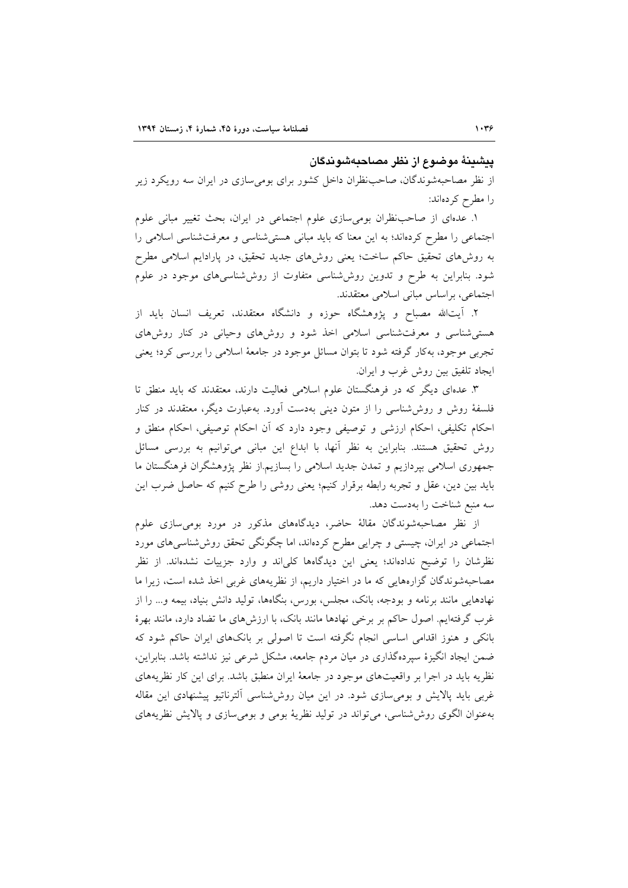### پیشینهٔ موضوع از نظر مصاحبه‌شوندگان

از نظر مصاحبه‌شوندگان، صاحب‌نظران داخل کشور برای بومی‌سازی در ایران سه رویکرد زیر را مطرح کرده‌اند:

۱. عده‌ای از صاحب‌نظران بومی‌سازی علوم اجتماعی در ایران، بحث تغییر مبانی علوم اجتماعی را مطرح کرده‌اند؛ به این معنا که باید مبانی هستی‌شناسی و معرفت‌شناسی اسلامی را به روش‌های تحقیق حاکم ساخت؛ یعنی روش‌های جدید تحقیق، در پارادایم اسلامی مطرح شود. بنابراین به طرح و تدوین روش‌شناسی متفاوت از روش‌شناسی‌های موجود در علوم اجتماعی، براساس مبانی اسلامی معتقدند.

۲. آیت‌الله مصباح و پژوهشگاه حوزه و دانشگاه معتقدند، تعریف انسان باید از هستی‌شناسی و معرفت‌شناسی اسلامی اخذ شود و روش‌های وحیانی در کنار روش‌های تجربی موجود، به‌کار گرفته شود تا بتوان مسائل موجود در جامعهٔ اسلامی را بررسی کرد؛ یعنی ایجاد تلفیق بین روش غرب و ایران.

۳. عده‌ای دیگر که در فرهنگستان علوم اسلامی فعالیت دارند، معتقدند که باید منطق تا فلسفهٔ روش و روش‌شناسی را از متون دینی به‌دست آورد. به‌عبارت دیگر، معتقدند در کنار احکام تکلیفی، احکام ارزشی و توصیفی وجود دارد که آن احکام توصیفی، احکام منطق و روش تحقیق هستند. بنابراین به نظر آنها، با ابداع این مبانی می‌توانیم به بررسی مسائل جمهوری اسلامی بپردازیم و تمدن جدید اسلامی را بسازیم.از نظر پژوهشگران فرهنگستان ما باید بین دین، عقل و تجربه رابطه برقرار کنیم؛ یعنی روشی را طرح کنیم که حاصل ضرب این سه منبع شناخت را به‌دست دهد.

از نظر مصاحبه‌شوندگان مقالهٔ حاضر، دیدگاه‌های مذکور در مورد بومی‌سازی علوم اجتماعی در ایران، چیستی و چرایی مطرح کرده‌اند، اما چگونگی تحقق روش‌شناسی‌های مورد نظرشان را توضیح نداده‌اند؛ یعنی این دیدگاه‌ها کلی‌اند و وارد جزییات نشده‌اند. از نظر مصاحبه‌شوندگان گزاره‌هایی که ما در اختیار داریم، از نظریه‌های غربی اخذ شده است، زیرا ما نهادهایی مانند برنامه و بودجه، بانک، مجلس، بورس، بنگاه‌ها، تولید دانش بنیاد، بیمه و... را از غرب گرفته‌ایم. اصول حاکم بر برخی نهادها مانند بانک، با ارزش‌های ما تضاد دارد، مانند بهرهٔ بانکی و هنوز اقدامی اساسی انجام نگرفته است تا اصولی بر بانک‌های ایران حاکم شود که ضمن ایجاد انگیزهٔ سپرده‌گذاری در میان مردم جامعه، مشکل شرعی نیز نداشته باشد. بنابراین، نظریه باید در اجرا بر واقعیت‌های موجود در جامعهٔ ایران منطبق باشد. برای این کار نظریه‌های غربی باید پالایش و بومی‌سازی شود. در این میان روش‌شناسی آلترناتیو پیشنهادی این مقاله به‌عنوان الگوی روش‌شناسی، می‌تواند در تولید نظریهٔ بومی و بومی‌سازی و پالایش نظریه‌های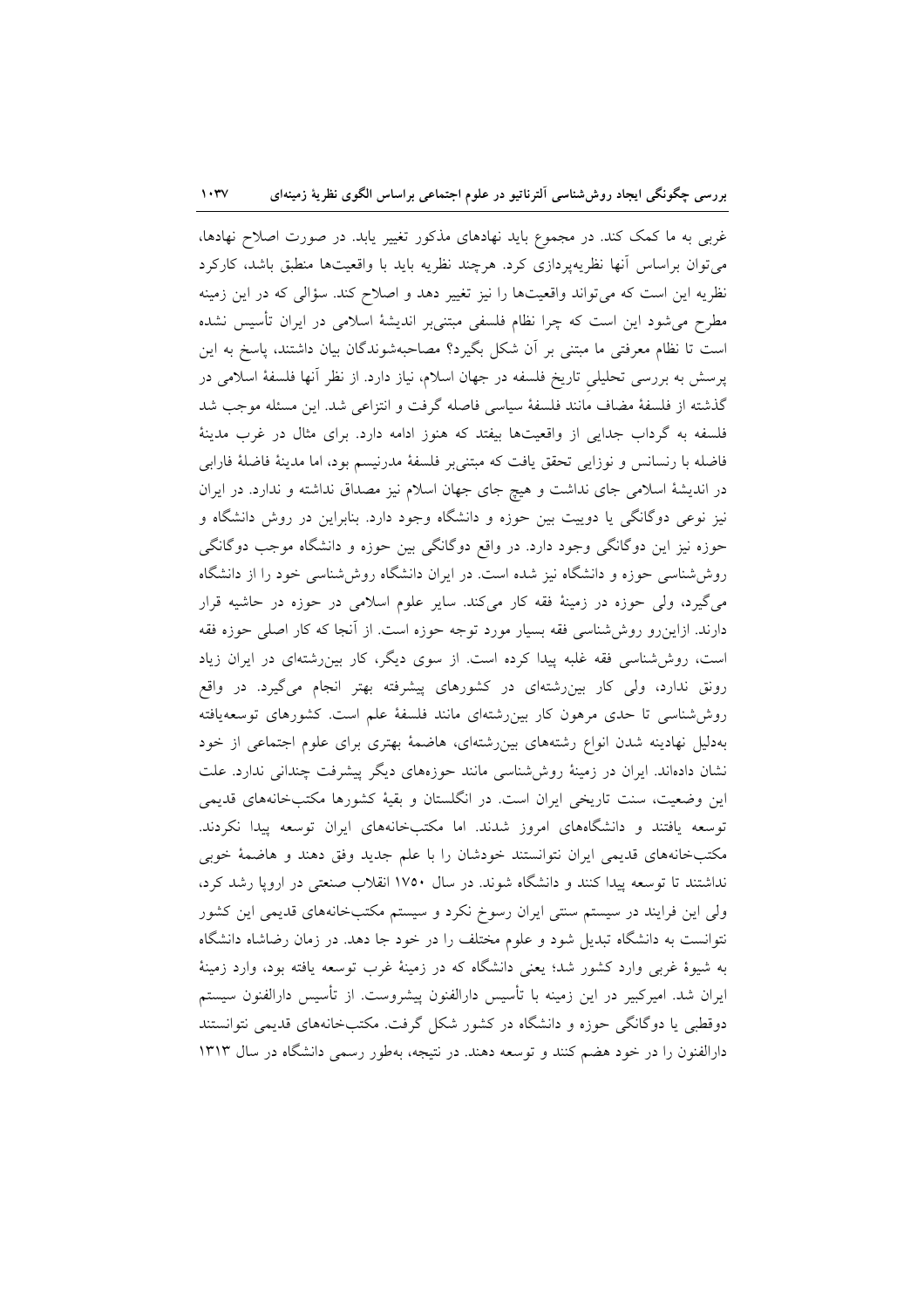غربی به ما کمک کند. در مجموع باید نهادهای مذکور تغییر یابد. در صورت اصلاح نهادها، می‌توان براساس آنها نظریه‌پردازی کرد. هرچند نظریه باید با واقعیت‌ها منطبق باشد، کارکرد نظریه این است که می‌تواند واقعیت‌ها را نیز تغییر دهد و اصلاح کند. سؤالی که در این زمینه مطرح می‌شود این است که چرا نظام فلسفی مبتنی‌بر اندیشهٔ اسلامی در ایران تأسیس نشده است تا نظام معرفتی ما مبتنی بر آن شکل بگیرد؟ مصاحبه‌شوندگان بیان داشتند، پاسخ به این پرسش به بررسی تحلیلیِ تاریخ فلسفه در جهان اسلام، نیاز دارد. از نظر آنها فلسفهٔ اسلامی در گذشته از فلسفهٔ مضاف مانند فلسفهٔ سیاسی فاصله گرفت و انتزاعی شد. این مسئله موجب شد فلسفه به گرداب جدایی از واقعیت‌ها بیفتد که هنوز ادامه دارد. برای مثال در غرب مدینهٔ فاضله با رنسانس و نوزایی تحقق یافت که مبتنی‌بر فلسفهٔ مدرنیسم بود، اما مدینهٔ فاضلهٔ فارابی در اندیشهٔ اسلامی جای نداشت و هیچ جای جهان اسلام نیز مصداق نداشته و ندارد. در ایران نیز نوعی دوگانگی یا دوییت بین حوزه و دانشگاه وجود دارد. بنابراین در روش دانشگاه و حوزه نیز این دوگانگی وجود دارد. در واقع دوگانگی بین حوزه و دانشگاه موجب دوگانگی روش‌شناسی حوزه و دانشگاه نیز شده است. در ایران دانشگاه روش‌شناسی خود را از دانشگاه می‌گیرد، ولی حوزه در زمینهٔ فقه کار می‌کند. سایر علوم اسلامی در حوزه در حاشیه قرار دارند. ازاین‌رو روش‌شناسی فقه بسیار مورد توجه حوزه است. از آنجا که کار اصلی حوزه فقه است، روش‌شناسی فقه غلبه پیدا کرده است. از سوی دیگر، کار بین‌رشته‌ای در ایران زیاد رونق ندارد، ولی کار بین‌رشته‌ای در کشورهای پیشرفته بهتر انجام می‌گیرد. در واقع روش‌شناسی تا حدی مرهون کار بین‌رشته‌ای مانند فلسفهٔ علم است. کشورهای توسعه‌یافته به‌دلیل نهادینه شدن انواع رشته‌های بین‌رشته‌ای، هاضمهٔ بهتری برای علوم اجتماعی از خود نشان داده‌اند. ایران در زمینهٔ روش‌شناسی مانند حوزه‌های دیگر پیشرفت چندانی ندارد. علت این وضعیت، سنت تاریخی ایران است. در انگلستان و بقیهٔ کشورها مکتب‌خانه‌های قدیمی توسعه یافتند و دانشگاه‌های امروز شدند. اما مکتب‌خانه‌های ایران توسعه پیدا نکردند. مکتب‌خانه‌های قدیمی ایران نتوانستند خودشان را با علم جدید وفق دهند و هاضمهٔ خوبی نداشتند تا توسعه پیدا کنند و دانشگاه شوند. در سال ۱۷۵۰ انقلاب صنعتی در اروپا رشد کرد، ولی این فرایند در سیستم سنتی ایران رسوخ نکرد و سیستم مکتب‌خانه‌های قدیمی این کشور نتوانست به دانشگاه تبدیل شود و علوم مختلف را در خود جا دهد. در زمان رضاشاه دانشگاه به شیوهٔ غربی وارد کشور شد؛ یعنی دانشگاه که در زمینهٔ غرب توسعه یافته بود، وارد زمینهٔ ایران شد. امیرکبیر در این زمینه با تأسیس دارالفنون پیشروست. از تأسیس دارالفنون سیستم دوقطبی یا دوگانگی حوزه و دانشگاه در کشور شکل گرفت. مکتب‌خانه‌های قدیمی نتوانستند دارالفنون را در خود هضم کنند و توسعه دهند. در نتیجه، به‌طور رسمی دانشگاه در سال ۱۳۱۳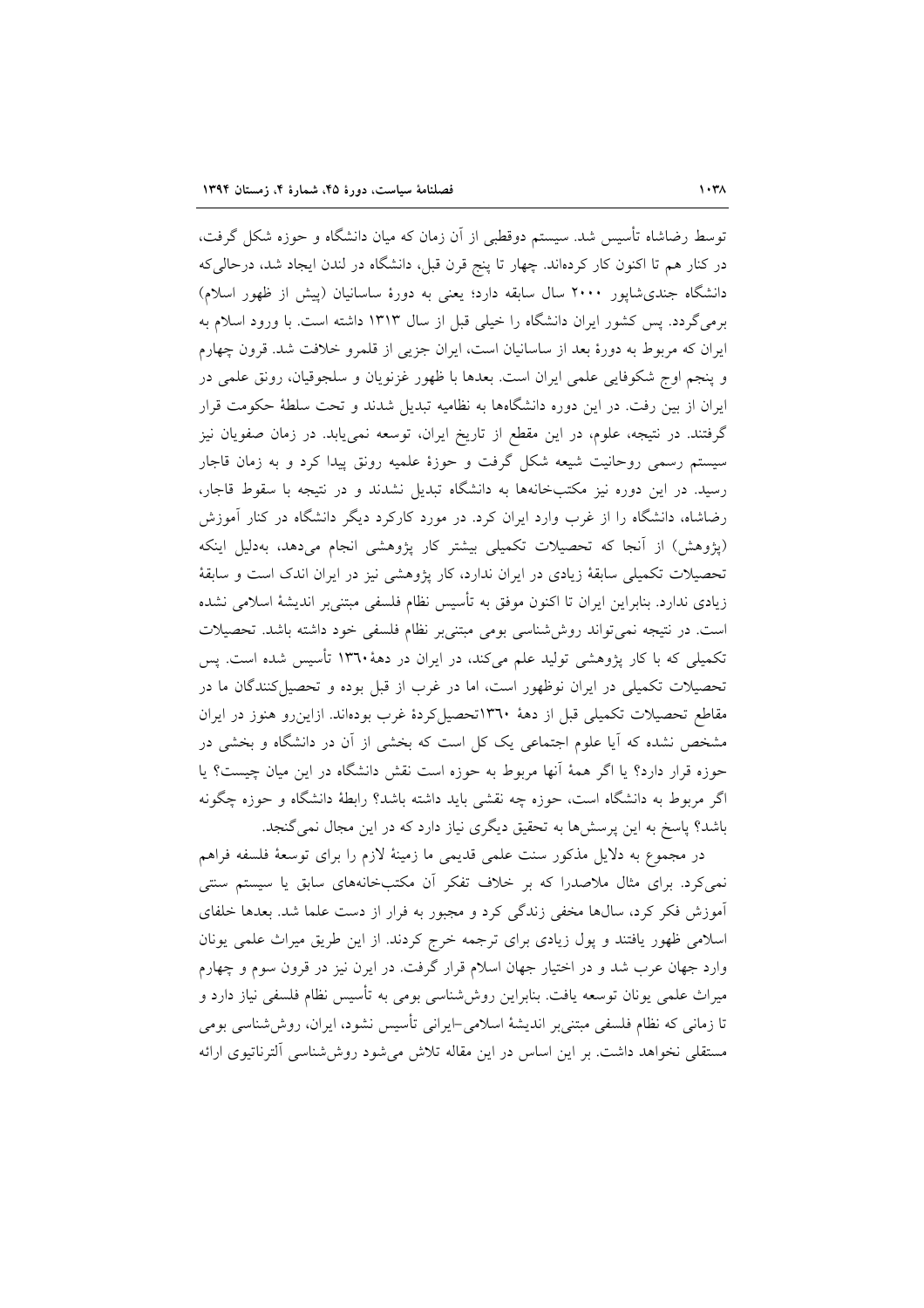توسط رضاشاه تأسیس شد. سیستم دوقطبی از آن زمان که میان دانشگاه و حوزه شکل گرفت، در کنار هم تا اکنون کار کرده‌اند. چهار تا پنج قرن قبل، دانشگاه در لندن ایجاد شد، درحالی‌که دانشگاه جندی‌شاپور ۲۰۰۰ سال سابقه دارد؛ یعنی به دورهٔ ساسانیان (پیش از ظهور اسلام) برمی‌گردد. پس کشور ایران دانشگاه را خیلی قبل از سال ۱۳۱۳ داشته است. با ورود اسلام به ایران که مربوط به دورهٔ بعد از ساسانیان است، ایران جزیی از قلمرو خلافت شد. قرون چهارم و پنجم اوج شکوفایی علمی ایران است. بعدها با ظهور غزنویان و سلجوقیان، رونق علمی در ایران از بین رفت. در این دوره دانشگاه‌ها به نظامیه تبدیل شدند و تحت سلطهٔ حکومت قرار گرفتند. در نتیجه، علوم، در این مقطع از تاریخ ایران، توسعه نمی‌یابد. در زمان صفویان نیز سیستم رسمی روحانیت شیعه شکل گرفت و حوزهٔ علمیه رونق پیدا کرد و به زمان قاجار رسید. در این دوره نیز مکتب‌خانه‌ها به دانشگاه تبدیل نشدند و در نتیجه با سقوط قاجار، رضاشاه، دانشگاه را از غرب وارد ایران کرد. در مورد کارکرد دیگر دانشگاه در کنار آموزش (پژوهش) از آنجا که تحصیلات تکمیلی بیشتر کار پژوهشی انجام می‌دهد، به‌دلیل اینکه تحصیلات تکمیلی سابقهٔ زیادی در ایران ندارد، کار پژوهشی نیز در ایران اندک است و سابقهٔ زیادی ندارد. بنابراین ایران تا اکنون موفق به تأسیس نظام فلسفی مبتنی‌بر اندیشهٔ اسلامی نشده است. در نتیجه نمی‌تواند روش‌شناسی بومی مبتنی‌بر نظام فلسفی خود داشته باشد. تحصیلات تکمیلی که با کار پژوهشی تولید علم می‌کند، در ایران در دههٔ ۱۳۶۰ تأسیس شده است. پس تحصیلات تکمیلی در ایران نوظهور است، اما در غرب از قبل بوده و تحصیل‌کنندگان ما در مقاطع تحصیلات تکمیلی قبل از دههٔ ۱۳۶۰تحصیل‌کردهٔ غرب بوده‌اند. ازاین‌رو هنوز در ایران مشخص نشده که آیا علوم اجتماعی یک کل است که بخشی از آن در دانشگاه و بخشی در حوزه قرار دارد؟ یا اگر همهٔ آنها مربوط به حوزه است نقش دانشگاه در این میان چیست؟ یا اگر مربوط به دانشگاه است، حوزه چه نقشی باید داشته باشد؟ رابطهٔ دانشگاه و حوزه چگونه باشد؟ پاسخ به این پرسش‌ها به تحقیق دیگری نیاز دارد که در این مجال نمی‌گنجد.

در مجموع به دلایل مذکور سنت علمی قدیمی ما زمینهٔ لازم را برای توسعهٔ فلسفه فراهم نمی‌کرد. برای مثال ملاصدرا که بر خلاف تفکر آن مکتب‌خانه‌های سابق یا سیستم سنتی آموزش فکر کرد، سال‌ها مخفی زندگی کرد و مجبور به فرار از دست علما شد. بعدها خلفای اسلامی ظهور یافتند و پول زیادی برای ترجمه خرج کردند. از این طریق میراث علمی یونان وارد جهان عرب شد و در اختیار جهان اسلام قرار گرفت. در ایرن نیز در قرون سوم و چهارم میراث علمی یونان توسعه یافت. بنابراین روش‌شناسی بومی به تأسیس نظام فلسفی بومی نیاز دارد و تا زمانی که نظام فلسفی مبتنی‌بر اندیشهٔ اسلامی-ایرانی تأسیس نشود، ایران، روش‌شناسی بومی مستقلی نخواهد داشت. بر این اساس در این مقاله تلاش می‌شود روش‌شناسی آلترناتیوی ارائه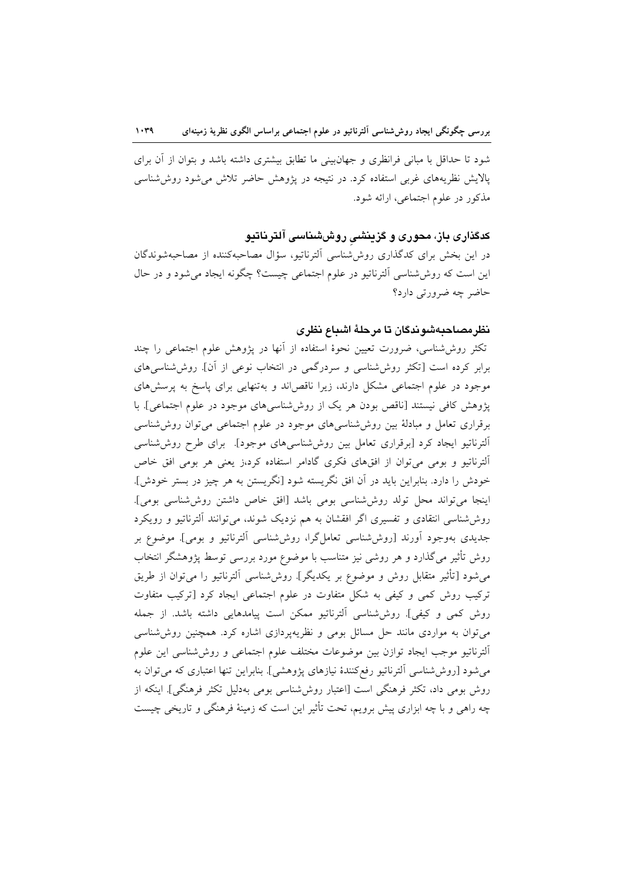شود تا حداقل با مبانی فرانظری و جهان‌بینی ما تطابق بیشتری داشته باشد و بتوان از آن برای پالایش نظریه‌های غربی استفاده کرد. در نتیجه در پژوهش حاضر تلاش می‌شود روش‌شناسی مذکور در علوم اجتماعی، ارائه شود.

### کدگذاری باز، محوری و گزینشی روش‌شناسی آلترناتیو

در این بخش برای کدگذاری روش‌شناسی آلترناتیو، سؤال مصاحبه‌کننده از مصاحبه‌شوندگان این است که روش‌شناسی آلترناتیو در علوم اجتماعی چیست؟ چگونه ایجاد می‌شود و در حال حاضر چه ضرورتی دارد؟

### نظرمصاحبه‌شوندگان تا مرحلهٔ اشباع نظری

تکثر روش‌شناسی، ضرورت تعیین نحوهٔ استفاده از آنها در پژوهش علوم اجتماعی را چند برابر کرده است [تکثر روش‌شناسی و سردرگمی در انتخاب نوعی از آن]. روش‌شناسی‌های موجود در علوم اجتماعی مشکل دارند، زیرا ناقص‌اند و به‌تنهایی برای پاسخ به پرسش‌های پژوهش کافی نیستند [ناقص بودن هر یک از روش‌شناسی‌های موجود در علوم اجتماعی]. با برقراری تعامل و مبادلهٔ بین روش‌شناسی‌های موجود در علوم اجتماعی می‌توان روش‌شناسی آلترناتیو ایجاد کرد [برقراری تعامل بین روش‌شناسی‌های موجود]. برای طرح روش‌شناسی آلترناتیو و بومی می‌توان از افق‌های فکری گادامر استفاده کرد،ز یعنی هر بومی افق خاص خودش را دارد. بنابراین باید در آن افق نگریسته شود [نگریستن به هر چیز در بستر خودش]. اینجا می‌تواند محل تولد روش‌شناسی بومی باشد [افق خاص داشتن روش‌شناسی بومی]. روش‌شناسی انتقادی و تفسیری اگر افقشان به هم نزدیک شوند، می‌توانند آلترناتیو و رویکرد جدیدی به‌وجود آورند [روش‌شناسی تعامل‌گرا، روش‌شناسی آلترناتیو و بومی]. موضوع بر روش تأثیر می‌گذارد و هر روشی نیز متناسب با موضوع مورد بررسی توسط پژوهشگر انتخاب می‌شود [تأثیر متقابل روش و موضوع بر یکدیگر]. روش‌شناسی آلترناتیو را می‌توان از طریق ترکیب روش کمی و کیفی به شکل متفاوت در علوم اجتماعی ایجاد کرد [ترکیب متفاوت روش کمی و کیفی]. روش‌شناسی آلترناتیو ممکن است پیامدهایی داشته باشد. از جمله می‌توان به مواردی مانند حل مسائل بومی و نظریه‌پردازی اشاره کرد. همچنین روش‌شناسی آلترناتیو موجب ایجاد توازن بین موضوعات مختلف علوم اجتماعی و روش‌شناسی این علوم می‌شود [روش‌شناسی آلترناتیو رفع‌کنندهٔ نیازهای پژوهشی]. بنابراین تنها اعتباری که می‌توان به روش بومی داد، تکثر فرهنگی است [اعتبار روش‌شناسی بومی به‌دلیل تکثر فرهنگی]. اینکه از چه راهی و با چه ابزاری پیش برویم، تحت تأثیر این است که زمینهٔ فرهنگی و تاریخی چیست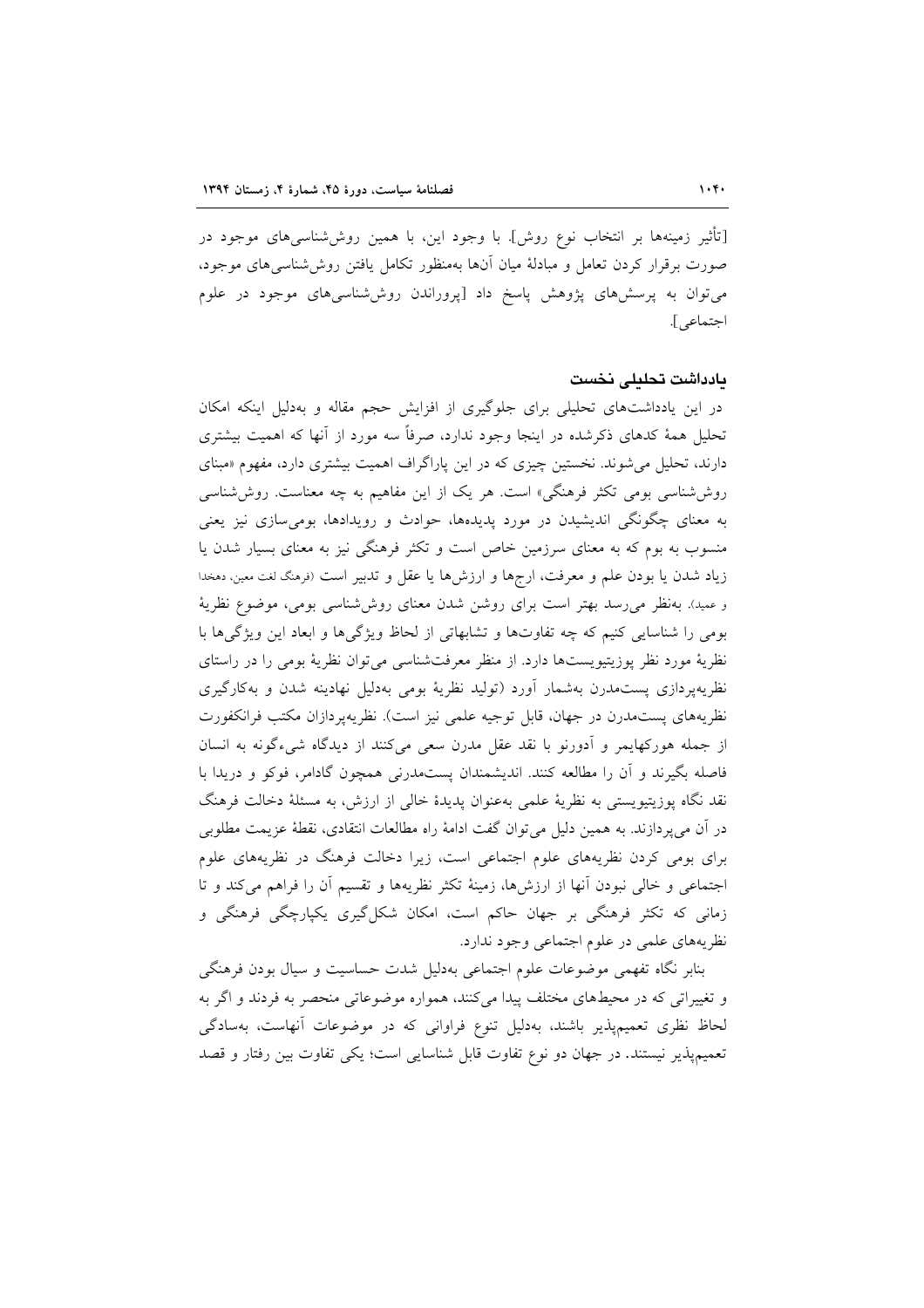[تأثیر زمینه‌ها بر انتخاب نوع روش]. با وجود این، با همین روش‌شناسی‌های موجود در صورت برقرار کردن تعامل و مبادلهٔ میان آنها به‌منظور تکامل یافتن روش‌شناسی‌های موجود، می‌توان به پرسش‌های پژوهش پاسخ داد [پروراندن روش‌شناسی‌های موجود در علوم اجتماعی].

## یادداشت تحلیلی نخست

در این یادداشت‌های تحلیلی برای جلوگیری از افزایش حجم مقاله و به‌دلیل اینکه امکان تحلیل همهٔ کدهای ذکرشده در اینجا وجود ندارد، صرفاً سه مورد از آنها که اهمیت بیشتری دارند، تحلیل می‌شوند. نخستین چیزی که در این پاراگراف اهمیت بیشتری دارد، مفهوم «مبنای روش‌شناسی بومی تکثر فرهنگی» است. هر یک از این مفاهیم به چه معناست. روش‌شناسی به معنای چگونگی اندیشیدن در مورد پدیده‌ها، حوادث و رویدادها، بومی‌سازی نیز یعنی منسوب به بوم که به معنای سرزمین خاص است و تکثر فرهنگی نیز به معنای بسیار شدن یا زیاد شدن یا بودن علم و معرفت، ارج‌ها و ارزش‌ها یا عقل و تدبیر است (فرهنگ لغت معین، دهخدا و عمید). به‌نظر می‌رسد بهتر است برای روشن شدن معنای روش‌شناسی بومی، موضوع نظریهٔ بومی را شناسایی کنیم که چه تفاوت‌ها و تشابهاتی از لحاظ ویژگی‌ها و ابعاد این ویژگی‌ها با نظریهٔ مورد نظر پوزیتیویست‌ها دارد. از منظر معرفت‌شناسی می‌توان نظریهٔ بومی را در راستای نظریه‌پردازی پست‌مدرن به‌شمار آورد (تولید نظریهٔ بومی به‌دلیل نهادینه شدن و به‌کارگیری نظریه‌های پست‌مدرن در جهان، قابل توجیه علمی نیز است). نظریه‌پردازان مکتب فرانکفورت از جمله هورکهایمر و آدورنو با نقد عقل مدرن سعی می‌کنند از دیدگاه شیء‌گونه به انسان فاصله بگیرند و آن را مطالعه کنند. اندیشمندان پست‌مدرنی همچون گادامر، فوکو و دریدا با نقد نگاه پوزیتیویستی به نظریهٔ علمی به‌عنوان پدیدهٔ خالی از ارزش، به مسئلهٔ دخالت فرهنگ در آن می‌پردازند. به همین دلیل می‌توان گفت ادامهٔ راه مطالعات انتقادی، نقطهٔ عزیمت مطلوبی برای بومی کردن نظریه‌های علوم اجتماعی است، زیرا دخالت فرهنگ در نظریه‌های علوم اجتماعی و خالی نبودن آنها از ارزش‌ها، زمینهٔ تکثر نظریه‌ها و تقسیم آن را فراهم می‌کند و تا زمانی که تکثر فرهنگی بر جهان حاکم است، امکان شکل‌گیری یکپارچگی فرهنگی و نظریه‌های علمی در علوم اجتماعی وجود ندارد.

بنابر نگاه تفهمی موضوعات علوم اجتماعی به‌دلیل شدت حساسیت و سیال بودن فرهنگی و تغییراتی که در محیط‌های مختلف پیدا می‌کنند، همواره موضوعاتی منحصر به فردند و اگر به لحاظ نظری تعمیم‌پذیر باشند، به‌دلیل تنوع فراوانی که در موضوعات آنهاست، به‌سادگی تعمیم‌پذیر نیستند. در جهان دو نوع تفاوت قابل شناسایی است؛ یکی تفاوت بین رفتار و قصد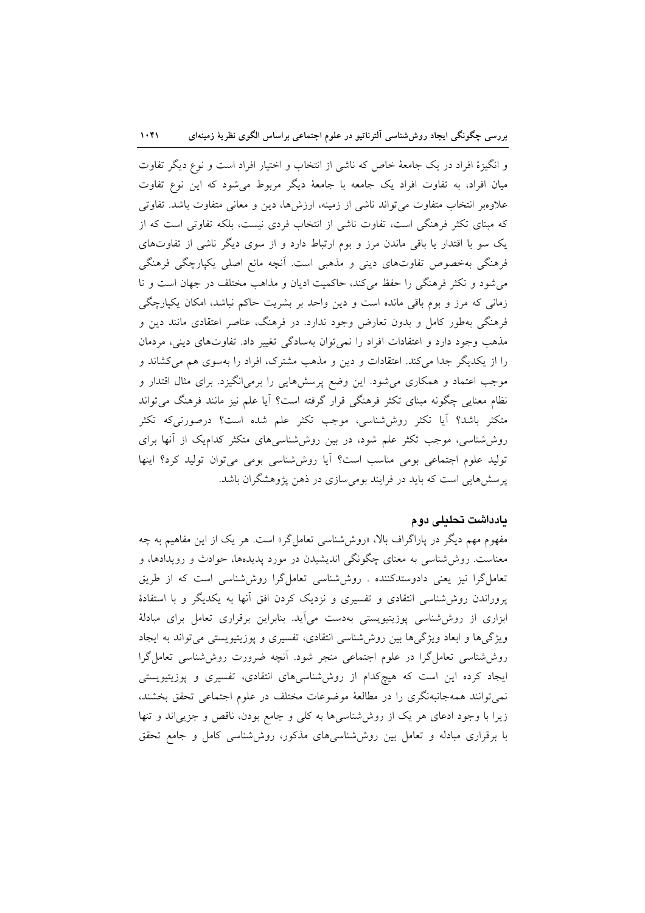و انگیزهٔ افراد در یک جامعهٔ خاص که ناشی از انتخاب و اختیار افراد است و نوع دیگر تفاوت میان افراد، به تفاوت افراد یک جامعه با جامعهٔ دیگر مربوط می‌شود که این نوع تفاوت علاوه‌بر انتخاب متفاوت می‌تواند ناشی از زمینه، ارزش‌ها، دین و معانی متفاوت باشد. تفاوتی که مبنای تکثر فرهنگی است، تفاوت ناشی از انتخاب فردی نیست، بلکه تفاوتی است که از یک سو با اقتدار یا باقی ماندن مرز و بوم ارتباط دارد و از سوی دیگر ناشی از تفاوت‌های فرهنگی به‌خصوص تفاوت‌های دینی و مذهبی است. آنچه مانع اصلی یکپارچگی فرهنگی می‌شود و تکثر فرهنگی را حفظ می‌کند، حاکمیت ادیان و مذاهب مختلف در جهان است و تا زمانی که مرز و بوم باقی مانده است و دین واحد بر بشریت حاکم نباشد، امکان یکپارچگی فرهنگی به‌طور کامل و بدون تعارض وجود ندارد. در فرهنگ، عناصر اعتقادی مانند دین و مذهب وجود دارد و اعتقادات افراد را نمی‌توان به‌سادگی تغییر داد. تفاوت‌های دینی، مردمان را از یکدیگر جدا می‌کند. اعتقادات و دین و مذهب مشترک، افراد را به‌سوی هم می‌کشاند و موجب اعتماد و همکاری می‌شود. این وضع پرسش‌هایی را برمی‌انگیزد. برای مثال اقتدار و نظام معنایی چگونه مبنای تکثر فرهنگی قرار گرفته است؟ آیا علم نیز مانند فرهنگ می‌تواند متکثر باشد؟ آیا تکثر روش‌شناسی، موجب تکثر علم شده است؟ درصورتی‌که تکثر روش‌شناسی، موجب تکثر علم شود، در بین روش‌شناسی‌های متکثر کدام‌یک از آنها برای تولید علوم اجتماعی بومی مناسب است؟ آیا روش‌شناسی بومی می‌توان تولید کرد؟ اینها پرسش‌هایی است که باید در فرایند بومی‌سازی در ذهن پژوهشگران باشد.

### یادداشت تحلیلی دوم

مفهوم مهم دیگر در پاراگراف بالا، «روش‌شناسی تعامل‌گر» است. هر یک از این مفاهیم به چه معناست. روش‌شناسی به معنای چگونگی اندیشیدن در مورد پدیده‌ها، حوادث و رویدادها، و تعامل‌گرا نیز یعنی دادوستدکننده . روش‌شناسی تعامل‌گرا روش‌شناسی است که از طریق پروراندن روش‌شناسی انتقادی و تفسیری و نزدیک کردن افق آنها به یکدیگر و با استفادهٔ ابزاری از روش‌شناسی پوزیتیویستی به‌دست می‌آید. بنابراین برقراری تعامل برای مبادلهٔ ویژگی‌ها و ابعاد ویژگی‌ها بین روش‌شناسی انتقادی، تفسیری و پوزیتیویستی می‌تواند به ایجاد روش‌شناسی تعامل‌گرا در علوم اجتماعی منجر شود. آنچه ضرورت روش‌شناسی تعامل‌گرا ایجاد کرده این است که هیچ‌کدام از روش‌شناسی‌های انتقادی، تفسیری و پوزیتیویستی نمی‌توانند همه‌جانبه‌نگری را در مطالعهٔ موضوعات مختلف در علوم اجتماعی تحقق بخشند، زیرا با وجود ادعای هر یک از روش‌شناسی‌ها به کلی و جامع بودن، ناقص و جزیی‌اند و تنها با برقراری مبادله و تعامل بین روش‌شناسی‌های مذکور، روش‌شناسی کامل و جامع تحقق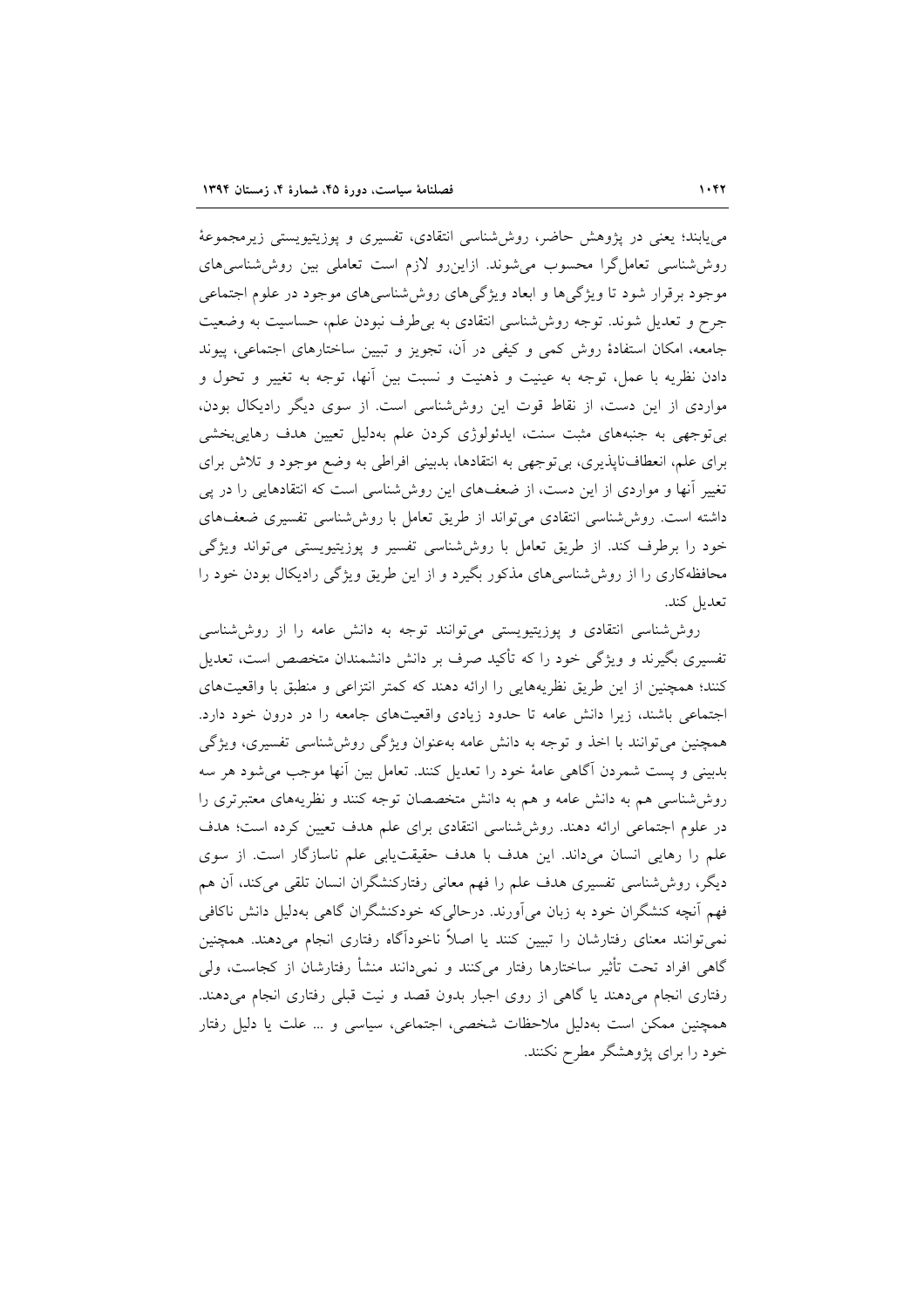می‌یابند؛ یعنی در پژوهش حاضر، روش‌شناسی انتقادی، تفسیری و پوزیتیویستی زیرمجموعهٔ روش‌شناسی تعامل‌گرا محسوب می‌شوند. ازاین‌رو لازم است تعاملی بین روش‌شناسی‌های موجود برقرار شود تا ویژگی‌ها و ابعاد ویژگی‌های روش‌شناسی‌های موجود در علوم اجتماعی جرح و تعدیل شوند. توجه روش‌شناسی انتقادی به بی‌طرف نبودن علم، حساسیت به وضعیت جامعه، امکان استفادهٔ روش کمی و کیفی در آن، تجویز و تبیین ساختارهای اجتماعی، پیوند دادن نظریه با عمل، توجه به عینیت و ذهنیت و نسبت بین آنها، توجه به تغییر و تحول و مواردی از این دست، از نقاط قوت این روش‌شناسی است. از سوی دیگر رادیکال بودن، بی‌توجهی به جنبه‌های مثبت سنت، ایدئولوژی کردن علم به‌دلیل تعیین هدف رهایی‌بخشی برای علم، انعطاف‌ناپذیری، بی‌توجهی به انتقادها، بدبینی افراطی به وضع موجود و تلاش برای تغییر آنها و مواردی از این دست، از ضعف‌های این روش‌شناسی است که انتقادهایی را در پی داشته است. روش‌شناسی انتقادی می‌تواند از طریق تعامل با روش‌شناسی تفسیری ضعف‌های خود را برطرف کند. از طریق تعامل با روش‌شناسی تفسیر و پوزیتیویستی می‌تواند ویژگی محافظه‌کاری را از روش‌شناسی‌های مذکور بگیرد و از این طریق ویژگی رادیکال بودن خود را تعدیل کند.

روش‌شناسی انتقادی و پوزیتیویستی می‌توانند توجه به دانش عامه را از روش‌شناسی تفسیری بگیرند و ویژگی خود را که تأکید صرف بر دانش دانشمندان متخصص است، تعدیل کنند؛ همچنین از این طریق نظریه‌هایی را ارائه دهند که کمتر انتزاعی و منطبق با واقعیت‌های اجتماعی باشند، زیرا دانش عامه تا حدود زیادی واقعیت‌های جامعه را در درون خود دارد. همچنین می‌توانند با اخذ و توجه به دانش عامه به‌عنوان ویژگی روش‌شناسی تفسیری، ویژگی بدبینی و پست شمردن آگاهی عامهٔ خود را تعدیل کنند. تعامل بین آنها موجب می‌شود هر سه روش‌شناسی هم به دانش عامه و هم به دانش متخصصان توجه کنند و نظریه‌های معتبرتری را در علوم اجتماعی ارائه دهند. روش‌شناسی انتقادی برای علم هدف تعیین کرده است؛ هدف علم را رهایی انسان می‌داند. این هدف با هدف حقیقت‌یابی علم ناسازگار است. از سوی دیگر، روش‌شناسی تفسیری هدف علم را فهم معانی رفتارکنشگران انسان تلقی می‌کند، آن هم فهم آنچه کنشگران خود به زبان می‌آورند. درحالی‌که خودکنشگران گاهی به‌دلیل دانش ناکافی نمی‌توانند معنای رفتارشان را تبیین کنند یا اصلاً ناخودآگاه رفتاری انجام می‌دهند. همچنین گاهی افراد تحت تأثیر ساختارها رفتار می‌کنند و نمی‌دانند منشأ رفتارشان از کجاست، ولی رفتاری انجام می‌دهند یا گاهی از روی اجبار بدون قصد و نیت قبلی رفتاری انجام می‌دهند. همچنین ممکن است به‌دلیل ملاحظات شخصی، اجتماعی، سیاسی و ... علت یا دلیل رفتار خود را برای پژوهشگر مطرح نکنند.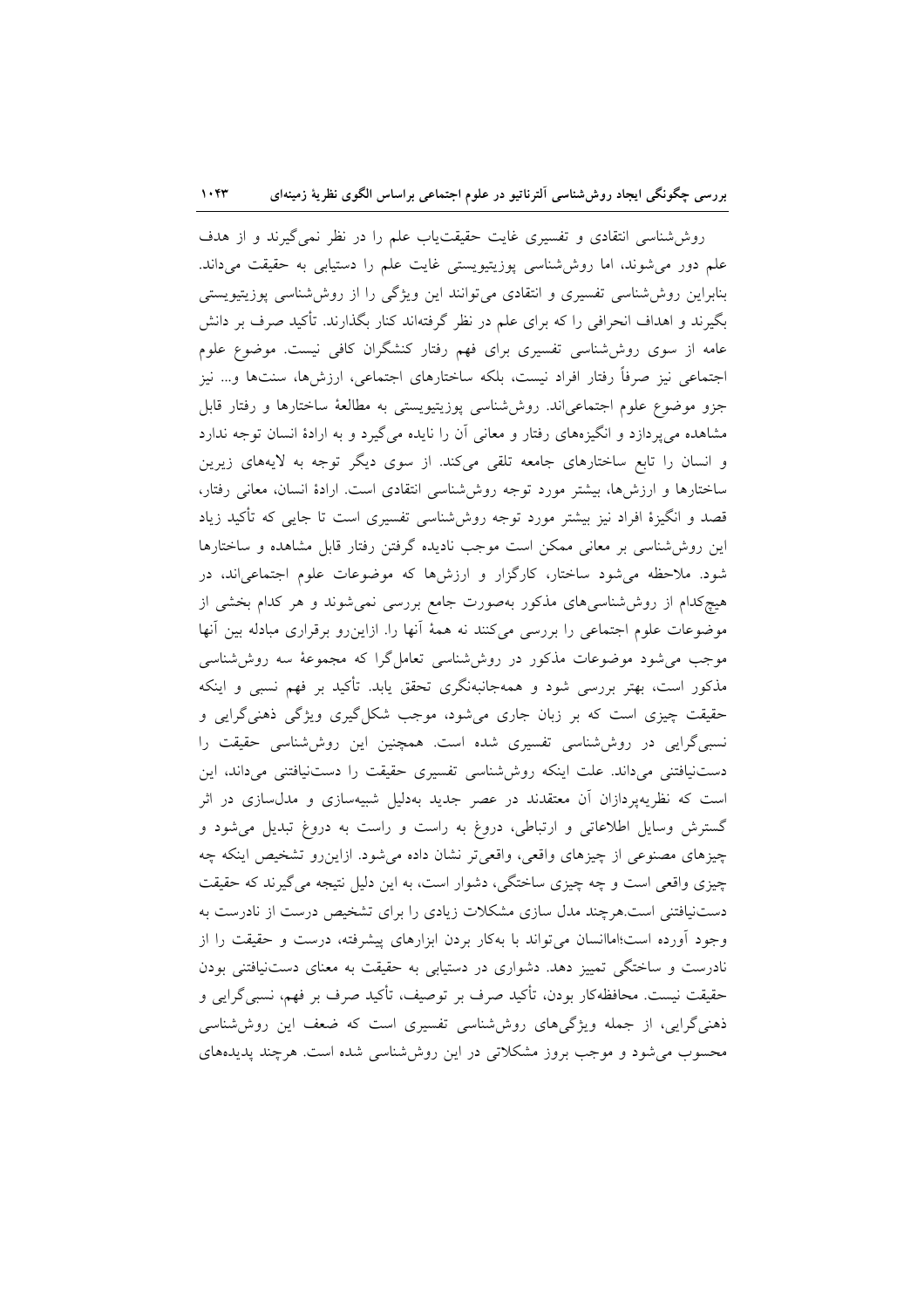روش‌شناسی انتقادی و تفسیری غایت حقیقت‌یاب علم را در نظر نمی‌گیرند و از هدف علم دور می‌شوند، اما روش‌شناسی پوزیتیویستی غایت علم را دستیابی به حقیقت می‌داند. بنابراین روش‌شناسی تفسیری و انتقادی می‌توانند این ویژگی را از روش‌شناسی پوزیتیویستی بگیرند و اهداف انحرافی را که برای علم در نظر گرفته‌اند کنار بگذارند. تأکید صرف بر دانش عامه از سوی روش‌شناسی تفسیری برای فهم رفتار کنشگران کافی نیست. موضوع علوم اجتماعی نیز صرفاً رفتار افراد نیست، بلکه ساختارهای اجتماعی، ارزش‌ها، سنت‌ها و... نیز جزو موضوع علوم اجتماعی‌اند. روش‌شناسی پوزیتیویستی به مطالعهٔ ساختارها و رفتار قابل مشاهده می‌پردازد و انگیزه‌های رفتار و معانی آن را نایده می‌گیرد و به ارادهٔ انسان توجه ندارد و انسان را تابع ساختارهای جامعه تلقی می‌کند. از سوی دیگر توجه به لایه‌های زیرین ساختارها و ارزش‌ها، بیشتر مورد توجه روش‌شناسی انتقادی است. ارادهٔ انسان، معانی رفتار، قصد و انگیزهٔ افراد نیز بیشتر مورد توجه روش‌شناسی تفسیری است تا جایی که تأکید زیاد این روش‌شناسی بر معانی ممکن است موجب نادیده گرفتن رفتار قابل مشاهده و ساختارها شود. ملاحظه می‌شود ساختار، کارگزار و ارزش‌ها که موضوعات علوم اجتماعی‌اند، در هیچ‌کدام از روش‌شناسی‌های مذکور به‌صورت جامع بررسی نمی‌شوند و هر کدام بخشی از موضوعات علوم اجتماعی را بررسی می‌کنند نه همهٔ آنها را. ازاین‌رو برقراری مبادله بین آنها موجب می‌شود موضوعات مذکور در روش‌شناسی تعامل‌گرا که مجموعهٔ سه روش‌شناسی مذکور است، بهتر بررسی شود و همه‌جانبه‌نگری تحقق یابد. تأکید بر فهم نسبی و اینکه حقیقت چیزی است که بر زبان جاری می‌شود، موجب شکل‌گیری ویژگی ذهنی‌گرایی و نسبی‌گرایی در روش‌شناسی تفسیری شده است. همچنین این روش‌شناسی حقیقت را دست‌نیافتنی می‌داند. علت اینکه روش‌شناسی تفسیری حقیقت را دست‌نیافتنی می‌داند، این است که نظریه‌پردازان آن معتقدند در عصر جدید به‌دلیل شبیه‌سازی و مدل‌سازی در اثر گسترش وسایل اطلاعاتی و ارتباطی، دروغ به راست و راست به دروغ تبدیل می‌شود و چیزهای مصنوعی از چیزهای واقعی، واقعی‌تر نشان داده می‌شود. ازاین‌رو تشخیص اینکه چه چیزی واقعی است و چه چیزی ساختگی، دشوار است، به این دلیل نتیجه می‌گیرند که حقیقت دست‌نیافتنی است.هرچند مدل سازی مشکلات زیادی را برای تشخیص درست از نادرست به وجود آورده است؛اماانسان می‌تواند با به‌کار بردن ابزارهای پیشرفته، درست و حقیقت را از نادرست و ساختگی تمییز دهد. دشواری در دستیابی به حقیقت به معنای دست‌نیافتنی بودن حقیقت نیست. محافظه‌کار بودن، تأکید صرف بر توصیف، تأکید صرف بر فهم، نسبی‌گرایی و ذهنی‌گرایی، از جمله ویژگی‌های روش‌شناسی تفسیری است که ضعف این روش‌شناسی محسوب می‌شود و موجب بروز مشکلاتی در این روش‌شناسی شده است. هرچند پدیده‌های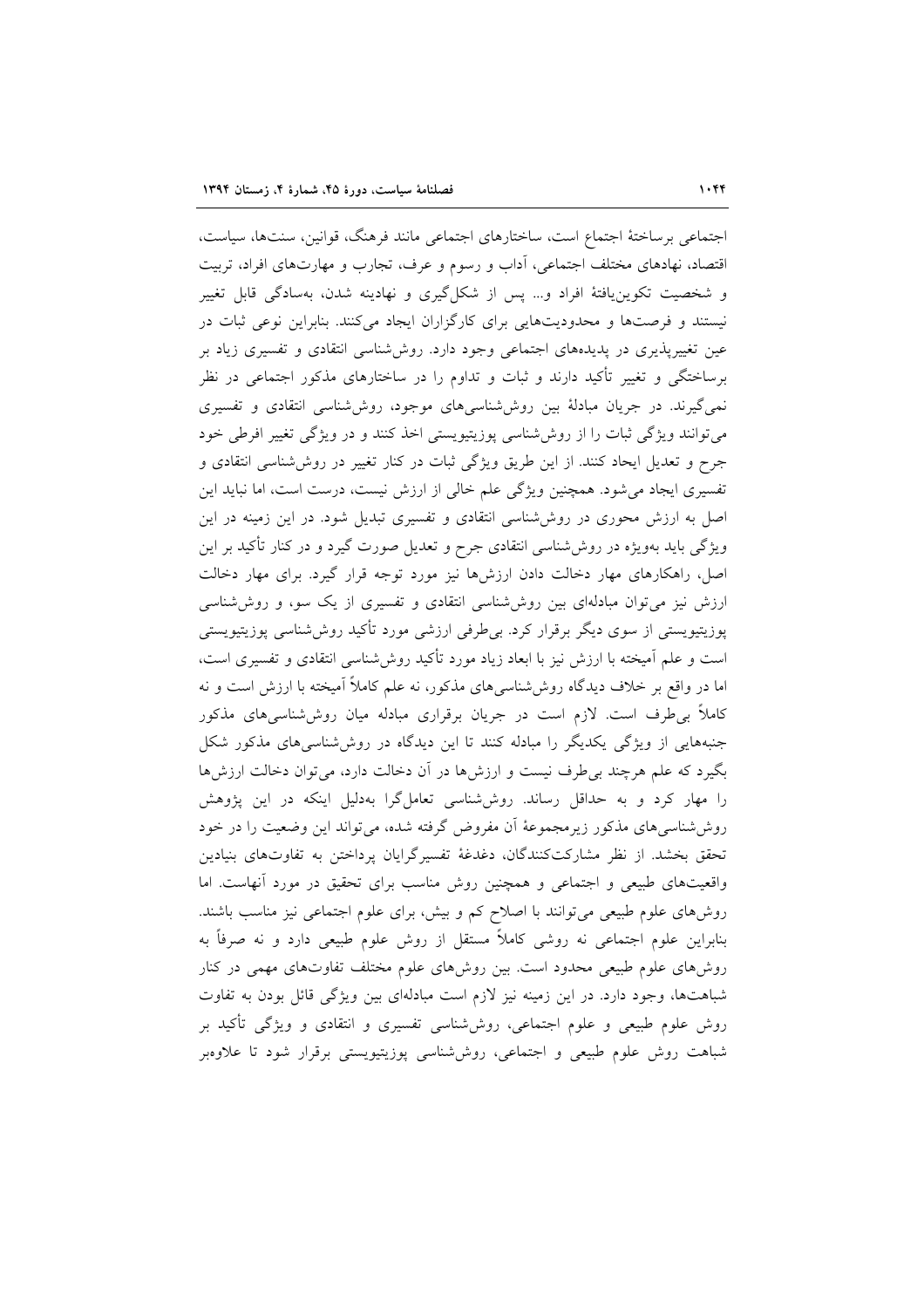اجتماعی برساختهٔ اجتماع است، ساختارهای اجتماعی مانند فرهنگ، قوانین، سنت‌ها، سیاست، اقتصاد، نهادهای مختلف اجتماعی، آداب و رسوم و عرف، تجارب و مهارت‌های افراد، تربیت و شخصیت تکوین‌یافتهٔ افراد و... پس از شکل‌گیری و نهادینه شدن، به‌سادگی قابل تغییر نیستند و فرصت‌ها و محدودیت‌هایی برای کارگزاران ایجاد می‌کنند. بنابراین نوعی ثبات در عین تغییرپذیری در پدیده‌های اجتماعی وجود دارد. روش‌شناسی انتقادی و تفسیری زیاد بر برساختگی و تغییر تأکید دارند و ثبات و تداوم را در ساختارهای مذکور اجتماعی در نظر نمی‌گیرند. در جریان مبادلهٔ بین روش‌شناسی‌های موجود، روش‌شناسی انتقادی و تفسیری می‌توانند ویژگی ثبات را از روش‌شناسی پوزیتیویستی اخذ کنند و در ویژگی تغییر افراطی خود جرح و تعدیل ایجاد کنند. از این طریق ویژگی ثبات در کنار تغییر در روش‌شناسی انتقادی و تفسیری ایجاد می‌شود. همچنین ویژگی علم خالی از ارزش نیست، درست است، اما نباید این اصل به ارزش محوری در روش‌شناسی انتقادی و تفسیری تبدیل شود. در این زمینه در این ویژگی باید به‌ویژه در روش‌شناسی انتقادی جرح و تعدیل صورت گیرد و در کنار تأکید بر این اصل، راهکارهای مهار دخالت دادن ارزش‌ها نیز مورد توجه قرار گیرد. برای مهار دخالت ارزش نیز می‌توان مبادله‌ای بین روش‌شناسی انتقادی و تفسیری از یک سو، و روش‌شناسی پوزیتیویستی از سوی دیگر برقرار کرد. بی‌طرفی ارزشی مورد تأکید روش‌شناسی پوزیتیویستی است و علم آمیخته با ارزش نیز با ابعاد زیاد مورد تأکید روش‌شناسی انتقادی و تفسیری است، اما در واقع بر خلاف دیدگاه روش‌شناسی‌های مذکور، نه علم کاملاً آمیخته با ارزش است و نه کاملاً بی‌طرف است. لازم است در جریان برقراری مبادله میان روش‌شناسی‌های مذکور جنبه‌هایی از ویژگی یکدیگر را مبادله کنند تا این دیدگاه در روش‌شناسی‌های مذکور شکل بگیرد که علم هرچند بی‌طرف نیست و ارزش‌ها در آن دخالت دارد، می‌توان دخالت ارزش‌ها را مهار کرد و به حداقل رساند. روش‌شناسی تعامل‌گرا به‌دلیل اینکه در این پژوهش روش‌شناسی‌های مذکور زیرمجموعهٔ آن مفروض گرفته شده، می‌تواند این وضعیت را در خود تحقق بخشد. از نظر مشارکت‌کنندگان، دغدغهٔ تفسیرگرایان پرداختن به تفاوت‌های بنیادین واقعیت‌های طبیعی و اجتماعی و همچنین روش مناسب برای تحقیق در مورد آنهاست. اما روش‌های علوم طبیعی می‌توانند با اصلاح کم و بیش، برای علوم اجتماعی نیز مناسب باشند. بنابراین علوم اجتماعی نه روشی کاملاً مستقل از روش علوم طبیعی دارد و نه صرفاً به روش‌های علوم طبیعی محدود است. بین روش‌های علوم مختلف تفاوت‌های مهمی در کنار شباهت‌ها، وجود دارد. در این زمینه نیز لازم است مبادله‌ای بین ویژگی قائل بودن به تفاوت روش علوم طبیعی و علوم اجتماعی، روش‌شناسی تفسیری و انتقادی و ویژگی تأکید بر شباهت روش علوم طبیعی و اجتماعی، روش‌شناسی پوزیتیویستی برقرار شود تا علاوه‌بر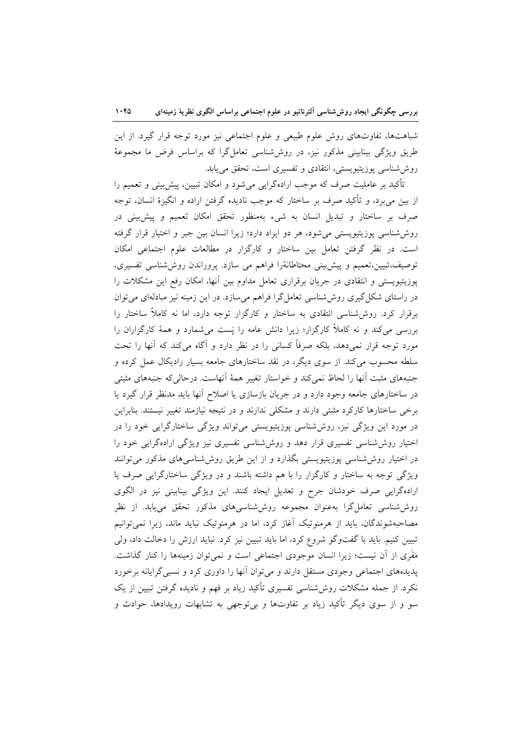شباهت‌ها، تفاوت‌های روش علوم طبیعی و علوم اجتماعی نیز مورد توجه قرار گیرد. از این طریق ویژگی بینابینی مذکور نیز، در روش‌شناسی تعامل‌گرا که براساس فرض ما مجموعهٔ روش‌شناسی پوزیتیویستی، انتقادی و تفسیری است، تحقق می‌یابد.

تأکید بر عاملیت صرف که موجب اراده‌گرایی می‌شود و امکان تبیین، پیش‌بینی و تعمیم را از بین می‌برد، و تأکید صرف بر ساختار که موجب نادیده گرفتن اراده و انگیزهٔ انسان، توجه صرف بر ساختار و تبدیل انسان به شیء به‌منظور تحقق امکان تعمیم و پیش‌بینی در روش‌شناسی پوزیتیویستی می‌شود، هر دو ایراد دارد؛ زیرا انسان بین جبر و اختیار قرار گرفته است. در نظر گرفتن تعامل بین ساختار و کارگزار در مطالعات علوم اجتماعی امکان توصیف،تبیین،تعمیم و پیش‌بینی محتاطانه‌را فراهم می سازد. پروراندن روش‌شناسی تفسیری، پوزیتیویستی و انتقادی در جریان برقراری تعامل مداوم بین آنها، امکان رفع این مشکلات را در راستای شکل‌گیری روش‌شناسی تعامل‌گرا فراهم می‌سازد. در این زمینه نیز مبادله‌ای می‌توان برقرار کرد. روش‌شناسی انتقادی به ساختار و کارگزار توجه دارد، اما نه کاملاً ساختار را بررسی می‌کند و نه کاملاً کارگزار؛ زیرا دانش عامه را پَست می‌شمارد و همهٔ کارگزاران را مورد توجه قرار نمی‌دهد، بلکه صرفاً کسانی را در نظر دارد و آگاه می‌کند که آنها را تحت سلطه محسوب می‌کند. از سوی دیگر، در نقد ساختارهای جامعه بسیار رادیکال عمل کرده و جنبه‌های مثبت آنها را لحاظ نمی‌کند و خواستار تغییر همهٔ آنهاست. درحالی‌که جنبه‌های مثبتی در ساختارهای جامعه وجود دارد و در جریان بازسازی یا اصلاح آنها باید مدنظر قرار گیرد یا برخی ساختارها کارکرد مثبتی دارند و مشکلی ندارند و در نتیجه نیازمند تغییر نیستند. بنابراین در مورد این ویژگی نیز، روش‌شناسی پوزیتیویستی می‌تواند ویژگی ساختارگرایی خود را در اختیار روش‌شناسی تفسیری قرار دهد و روش‌شناسی تفسیری نیز ویژگی اراده‌گرایی خود را در اختیار روش‌شناسی پوزیتیویستی بگذارد و از این طریق روش‌شناسی‌های مذکور می‌توانند ویژگی توجه به ساختار و کارگزار را با هم داشته باشند و در ویژگی ساختارگرایی صرف یا اراده‌گرایی صرف خودشان جرح و تعدیل ایجاد کنند. این ویژگی بینابینی نیز در الگوی روش‌شناسی تعامل‌گرا به‌عنوان مجموعه روش‌شناسی‌های مذکور تحقق می‌یابد. از نظر مصاحبه‌شوندگان، باید از هرمنوتیک آغاز کرد، اما در هرمنوتیک نباید ماند، زیرا نمی‌توانیم تبیین کنیم. باید با گفت‌وگو شروع کرد، اما باید تبیین نیز کرد. نباید ارزش را دخالت داد، ولی مَفَری از آن نیست؛ زیرا انسان موجودی اجتماعی است و نمی‌توان زمینه‌ها را کنار گذاشت. پدیده‌های اجتماعی وجودی مستقل دارند و می‌توان آنها را داوری کرد و نسبی‌گرایانه برخورد نکرد. از جمله مشکلات روش‌شناسی تفسیری تأکید زیاد بر فهم و نادیده گرفتن تبیین از یک سو و از سوی دیگر تأکید زیاد بر تفاوت‌ها و بی‌توجهی به تشابهات رویدادها، حوادث و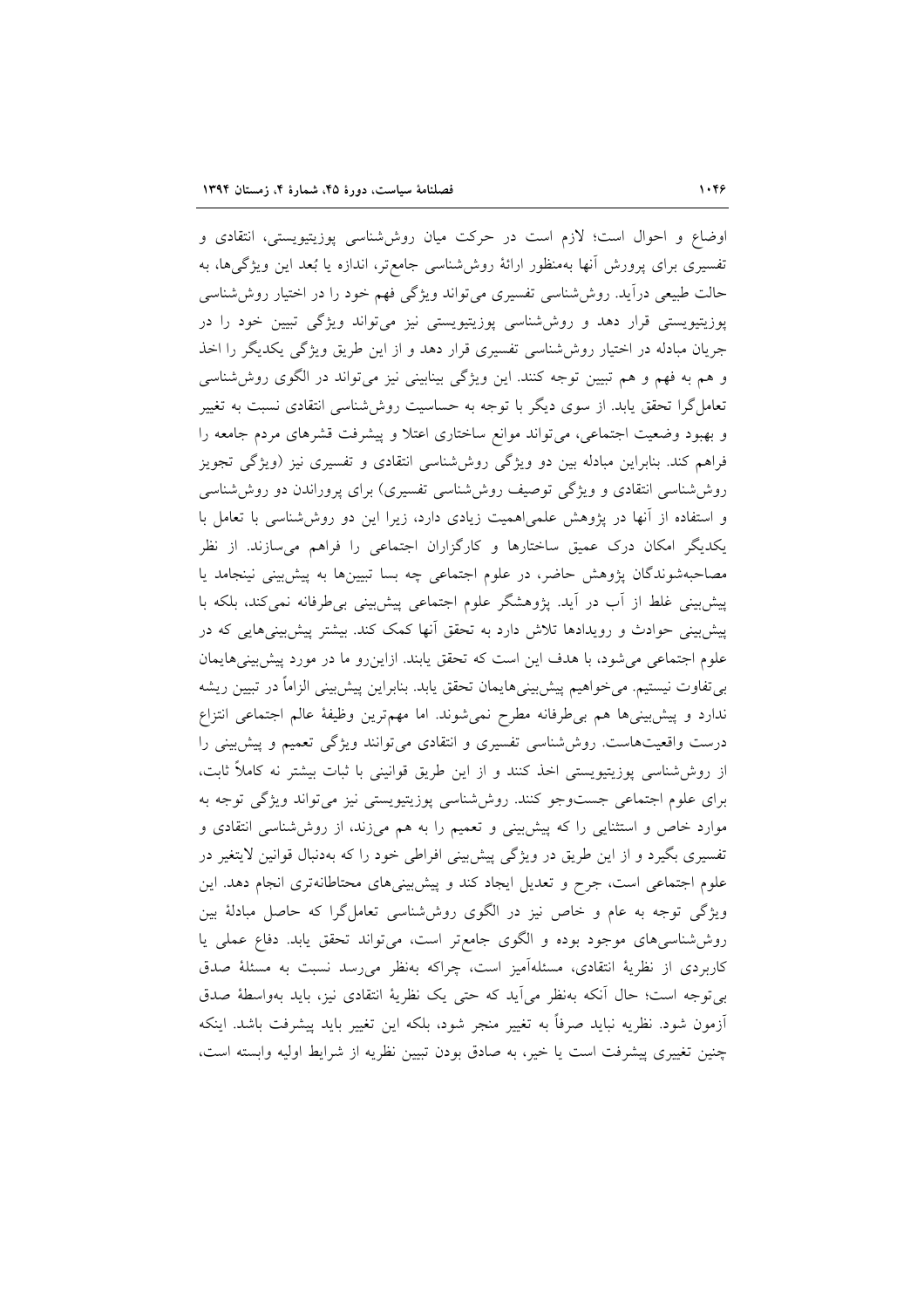اوضاع و احوال است؛ لازم است در حرکت میان روش‌شناسی پوزیتیویستی، انتقادی و تفسیری برای پرورش آنها به‌منظور ارائهٔ روش‌شناسی جامع‌تر، اندازه یا بُعد این ویژگی‌ها، به حالت طبیعی درآید. روش‌شناسی تفسیری می‌تواند ویژگی فهم خود را در اختیار روش‌شناسی پوزیتیویستی قرار دهد و روش‌شناسی پوزیتیویستی نیز می‌تواند ویژگی تبیین خود را در جریان مبادله در اختیار روش‌شناسی تفسیری قرار دهد و از این طریق ویژگی یکدیگر را اخذ و هم به فهم و هم تبیین توجه کنند. این ویژگی بینابینی نیز می‌تواند در الگوی روش‌شناسی تعامل‌گرا تحقق یابد. از سوی دیگر با توجه به حساسیت روش‌شناسی انتقادی نسبت به تغییر و بهبود وضعیت اجتماعی، می‌تواند موانع ساختاری اعتلا و پیشرفت قشرهای مردم جامعه را فراهم کند. بنابراین مبادله بین دو ویژگی روش‌شناسی انتقادی و تفسیری نیز (ویژگی تجویز روش‌شناسی انتقادی و ویژگی توصیف روش‌شناسی تفسیری) برای پروراندن دو روش‌شناسی و استفاده از آنها در پژوهش علمی‌اهمیت زیادی دارد، زیرا این دو روش‌شناسی با تعامل با یکدیگر امکان درک عمیق ساختارها و کارگزاران اجتماعی را فراهم می‌سازند. از نظر مصاحبه‌شوندگان پژوهش حاضر، در علوم اجتماعی چه بسا تبیین‌ها به پیش‌بینی نینجامد یا پیش‌بینی غلط از آب در آید. پژوهشگر علوم اجتماعی پیش‌بینی بی‌طرفانه نمی‌کند، بلکه با پیش‌بینی حوادث و رویدادها تلاش دارد به تحقق آنها کمک کند. بیشتر پیش‌بینی‌هایی که در علوم اجتماعی می‌شود، با هدف این است که تحقق یابند. ازاین‌رو ما در مورد پیش‌بینی‌هایمان بی‌تفاوت نیستیم. می‌خواهیم پیش‌بینی‌هایمان تحقق یابد. بنابراین پیش‌بینی الزاماً در تبیین ریشه ندارد و پیش‌بینی‌ها هم بی‌طرفانه مطرح نمی‌شوند. اما مهم‌ترین وظیفهٔ عالم اجتماعی انتزاع درست واقعیت‌هاست. روش‌شناسی تفسیری و انتقادی می‌توانند ویژگی تعمیم و پیش‌بینی را از روش‌شناسی پوزیتیویستی اخذ کنند و از این طریق قوانینی با ثبات بیشتر نه کاملاً ثابت، برای علوم اجتماعی جست‌وجو کنند. روش‌شناسی پوزیتیویستی نیز می‌تواند ویژگی توجه به موارد خاص و استثنایی را که پیش‌بینی و تعمیم را به هم می‌زند، از روش‌شناسی انتقادی و تفسیری بگیرد و از این طریق در ویژگی پیش‌بینی افراطی خود را که به‌دنبال قوانین لایتغیر در علوم اجتماعی است، جرح و تعدیل ایجاد کند و پیش‌بینی‌های محتاطانه‌تری انجام دهد. این ویژگی توجه به عام و خاص نیز در الگوی روش‌شناسی تعامل‌گرا که حاصل مبادلهٔ بین روش‌شناسی‌های موجود بوده و الگوی جامع‌تر است، می‌تواند تحقق یابد. دفاع عملی یا کاربردی از نظریهٔ انتقادی، مسئله‌آمیز است، چراکه به‌نظر می‌رسد نسبت به مسئلهٔ صدق بی‌توجه است؛ حال آنکه به‌نظر می‌آید که حتی یک نظریهٔ انتقادی نیز، باید به‌واسطهٔ صدق آزمون شود. نظریه نباید صرفاً به تغییر منجر شود، بلکه این تغییر باید پیشرفت باشد. اینکه چنین تغییری پیشرفت است یا خیر، به صادق بودن تبیین نظریه از شرایط اولیه وابسته است،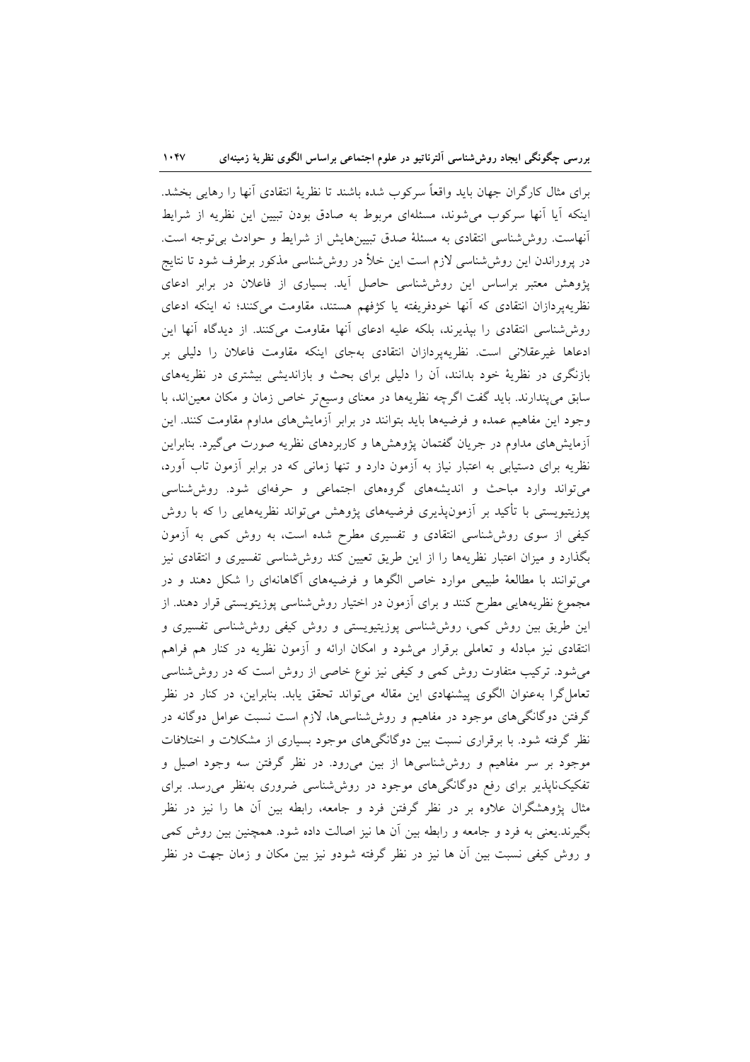برای مثال کارگران جهان باید واقعاً سرکوب شده باشند تا نظریهٔ انتقادی آنها را رهایی بخشد. اینکه آیا آنها سرکوب می‌شوند، مسئله‌ای مربوط به صادق بودن تبیین این نظریه از شرایط آنهاست. روش‌شناسی انتقادی به مسئلهٔ صدق تبیین‌هایش از شرایط و حوادث بی‌توجه است. در پروراندن این روش‌شناسی لازم است این خلأ در روش‌شناسی مذکور برطرف شود تا نتایج پژوهش معتبر براساس این روش‌شناسی حاصل آید. بسیاری از فاعلان در برابر ادعای نظریه‌پردازان انتقادی که آنها خودفریفته یا کژفهم هستند، مقاومت می‌کنند؛ نه اینکه ادعای روش‌شناسی انتقادی را بپذیرند، بلکه علیه ادعای آنها مقاومت می‌کنند. از دیدگاه آنها این ادعاها غیرعقلانی است. نظریه‌پردازان انتقادی به‌جای اینکه مقاومت فاعلان را دلیلی بر بازنگری در نظریهٔ خود بدانند، آن را دلیلی برای بحث و بازاندیشی بیشتری در نظریه‌های سابق می‌پندارند. باید گفت اگرچه نظریه‌ها در معنای وسیع‌تر خاص زمان و مکان معین‌اند، با وجود این مفاهیم عمده و فرضیه‌ها باید بتوانند در برابر آزمایش‌های مداوم مقاومت کنند. این آزمایش‌های مداوم در جریان گفتمان پژوهش‌ها و کاربردهای نظریه صورت می‌گیرد. بنابراین نظریه برای دستیابی به اعتبار نیاز به آزمون دارد و تنها زمانی که در برابر آزمون تاب آورد، می‌تواند وارد مباحث و اندیشه‌های گروه‌های اجتماعی و حرفه‌ای شود. روش‌شناسی پوزیتیویستی با تأکید بر آزمون‌پذیری فرضیه‌های پژوهش می‌تواند نظریه‌هایی را که با روش کیفی از سوی روش‌شناسی انتقادی و تفسیری مطرح شده است، به روش کمی به آزمون بگذارد و میزان اعتبار نظریه‌ها را از این طریق تعیین کند روش‌شناسی تفسیری و انتقادی نیز می‌توانند با مطالعهٔ طبیعی موارد خاص الگوها و فرضیه‌های آگاهانه‌ای را شکل دهند و در مجموع نظریه‌هایی مطرح کنند و برای آزمون در اختیار روش‌شناسی پوزیتویستی قرار دهند. از این طریق بین روش کمی، روش‌شناسی پوزیتیویستی و روش کیفی روش‌شناسی تفسیری و انتقادی نیز مبادله و تعاملی برقرار می‌شود و امکان ارائه و آزمون نظریه در کنار هم فراهم می‌شود. ترکیب متفاوت روش کمی و کیفی نیز نوع خاصی از روش است که در روش‌شناسی تعامل‌گرا به‌عنوان الگوی پیشنهادی این مقاله می‌تواند تحقق یابد. بنابراین، در کنار در نظر گرفتن دوگانگی‌های موجود در مفاهیم و روش‌شناسی‌ها، لازم است نسبت عوامل دوگانه در نظر گرفته شود. با برقراری نسبت بین دوگانگی‌های موجود بسیاری از مشکلات و اختلافات موجود بر سر مفاهیم و روش‌شناسی‌ها از بین می‌رود. در نظر گرفتن سه وجود اصیل و تفکیک‌ناپذیر برای رفع دوگانگی‌های موجود در روش‌شناسی ضروری به‌نظر می‌رسد. برای مثال پژوهشگران علاوه بر در نظر گرفتن فرد و جامعه، رابطه بین آن ها را نیز در نظر بگیرند.یعنی به فرد و جامعه و رابطه بین آن ها نیز اصالت داده شود. همچنین بین روش کمی و روش کیفی نسبت بین آن ها نیز در نظر گرفته شودو نیز بین مکان و زمان جهت در نظر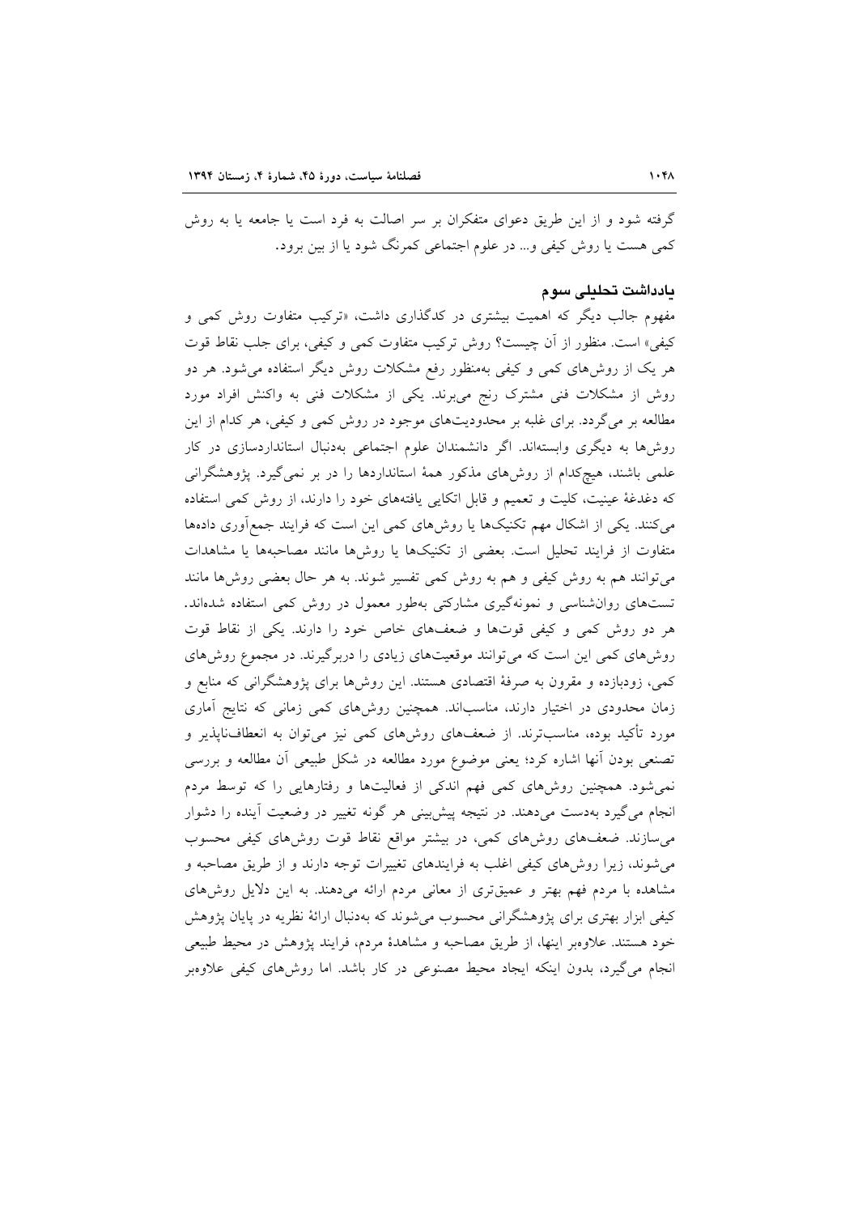گرفته شود و از این طریق دعوای متفکران بر سر اصالت به فرد است یا جامعه یا به روش کمی هست یا روش کیفی و... در علوم اجتماعی کمرنگ شود یا از بین برود.

### یادداشت تحلیلی سوم

مفهوم جالب دیگر که اهمیت بیشتری در کدگذاری داشت، «ترکیب متفاوت روش کمی و کیفی» است. منظور از آن چیست؟ روش ترکیب متفاوت کمی و کیفی، برای جلب نقاط قوت هر یک از روش‌های کمی و کیفی به‌منظور رفع مشکلات روش دیگر استفاده می‌شود. هر دو روش از مشکلات فنی مشترک رنج می‌برند. یکی از مشکلات فنی به واکنش افراد مورد مطالعه بر می‌گردد. برای غلبه بر محدودیت‌های موجود در روش کمی و کیفی، هر کدام از این روش‌ها به دیگری وابسته‌اند. اگر دانشمندان علوم اجتماعی به‌دنبال استانداردسازی در کار علمی باشند، هیچ‌کدام از روش‌های مذکور همهٔ استانداردها را در بر نمی‌گیرد. پژوهشگرانی که دغدغهٔ عینیت، کلیت و تعمیم و قابل اتکایی یافته‌های خود را دارند، از روش کمی استفاده می‌کنند. یکی از اشکال مهم تکنیک‌ها یا روش‌های کمی این است که فرایند جمع‌آوری داده‌ها متفاوت از فرایند تحلیل است. بعضی از تکنیک‌ها یا روش‌ها مانند مصاحبه‌ها یا مشاهدات می‌توانند هم به روش کیفی و هم به روش کمی تفسیر شوند. به هر حال بعضی روش‌ها مانند تست‌های روان‌شناسی و نمونه‌گیری مشارکتی به‌طور معمول در روش کمی استفاده شده‌اند. هر دو روش کمی و کیفی قوت‌ها و ضعف‌های خاص خود را دارند. یکی از نقاط قوت روش‌های کمی این است که می‌توانند موقعیت‌های زیادی را دربرگیرند. در مجموع روش‌های کمی، زودبازده و مقرون به صرفهٔ اقتصادی هستند. این روش‌ها برای پژوهشگرانی که منابع و زمان محدودی در اختیار دارند، مناسب‌اند. همچنین روش‌های کمی زمانی که نتایج آماری مورد تأکید بوده، مناسب‌ترند. از ضعف‌های روش‌های کمی نیز می‌توان به انعطاف‌ناپذیر و تصنعی بودن آنها اشاره کرد؛ یعنی موضوع مورد مطالعه در شکل طبیعی آن مطالعه و بررسی نمی‌شود. همچنین روش‌های کمی فهم اندکی از فعالیت‌ها و رفتارهایی را که توسط مردم انجام می‌گیرد به‌دست می‌دهند. در نتیجه پیش‌بینی هر گونه تغییر در وضعیت آینده را دشوار می‌سازند. ضعف‌های روش‌های کمی، در بیشتر مواقع نقاط قوت روش‌های کیفی محسوب می‌شوند، زیرا روش‌های کیفی اغلب به فرایندهای تغییرات توجه دارند و از طریق مصاحبه و مشاهده با مردم فهم بهتر و عمیق‌تری از معانی مردم ارائه می‌دهند. به این دلایل روش‌های کیفی ابزار بهتری برای پژوهشگرانی محسوب می‌شوند که به‌دنبال ارائهٔ نظریه در پایان پژوهش خود هستند. علاوه‌بر اینها، از طریق مصاحبه و مشاهدهٔ مردم، فرایند پژوهش در محیط طبیعی انجام می‌گیرد، بدون اینکه ایجاد محیط مصنوعی در کار باشد. اما روش‌های کیفی علاوه‌بر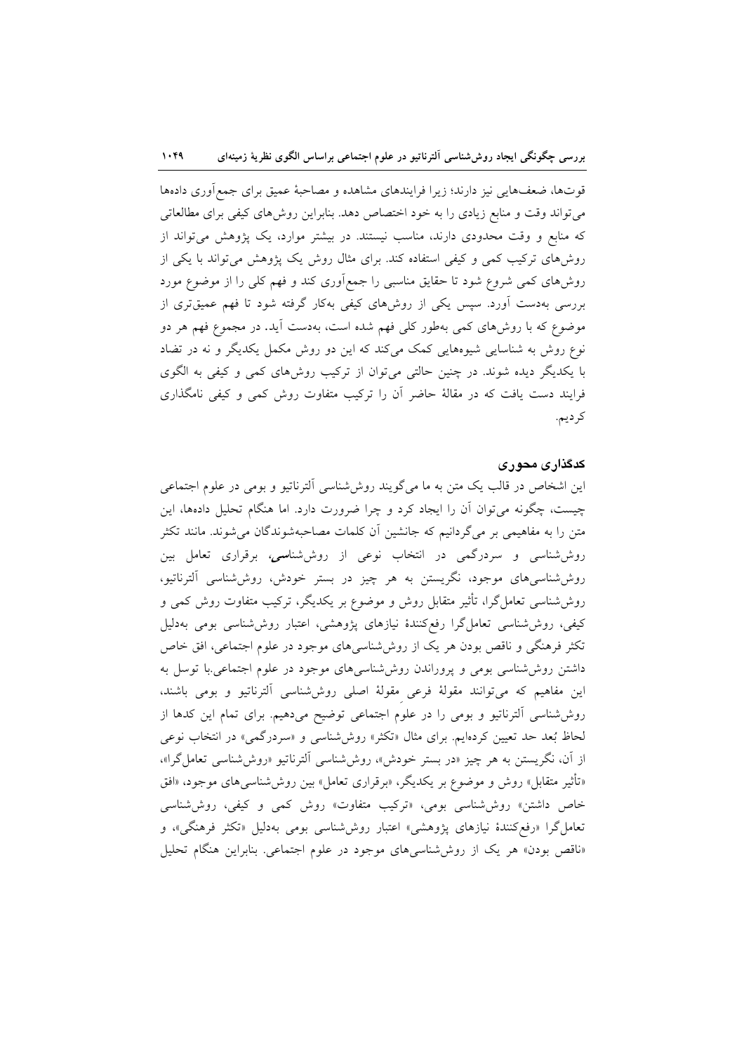قوت‌ها، ضعف‌هایی نیز دارند؛ زیرا فرایندهای مشاهده و مصاحبهٔ عمیق برای جمع‌آوری داده‌ها می‌تواند وقت و منابع زیادی را به خود اختصاص دهد. بنابراین روش‌های کیفی برای مطالعاتی که منابع و وقت محدودی دارند، مناسب نیستند. در بیشتر موارد، یک پژوهش می‌تواند از روش‌های ترکیب کمی و کیفی استفاده کند. برای مثال روش یک پژوهش می‌تواند با یکی از روش‌های کمی شروع شود تا حقایق مناسبی را جمع‌آوری کند و فهم کلی را از موضوع مورد بررسی به‌دست آورد. سپس یکی از روش‌های کیفی به‌کار گرفته شود تا فهم عمیق‌تری از موضوع که با روش‌های کمی به‌طور کلی فهم شده است، به‌دست آید. در مجموع فهم هر دو نوع روش به شناسایی شیوه‌هایی کمک می‌کند که این دو روش مکمل یکدیگر و نه در تضاد با یکدیگر دیده شوند. در چنین حالتی می‌توان از ترکیب روش‌های کمی و کیفی به الگوی فرایند دست یافت که در مقالهٔ حاضر آن را ترکیب متفاوت روش کمی و کیفی نامگذاری کردیم.

### کدگذاری محوری

این اشخاص در قالب یک متن به ما می‌گویند روش‌شناسی آلترناتیو و بومی در علوم اجتماعی چیست، چگونه می‌توان آن را ایجاد کرد و چرا ضرورت دارد. اما هنگام تحلیل داده‌ها، این متن را به مفاهیمی بر می‌گردانیم که جانشین آن کلمات مصاحبه‌شوندگان می‌شوند. مانند تکثر روش‌شناسی و سردرگمی در انتخاب نوعی از روش‌شناسی، برقراری تعامل بین روش‌شناسی‌های موجود، نگریستن به هر چیز در بستر خودش، روش‌شناسی آلترناتیو، روش‌شناسی تعامل‌گرا، تأثیر متقابل روش و موضوع بر یکدیگر، ترکیب متفاوت روش کمی و کیفی، روش‌شناسی تعامل‌گرا رفع‌کنندهٔ نیازهای پژوهشی، اعتبار روش‌شناسی بومی به‌دلیل تکثر فرهنگی و ناقص بودن هر یک از روش‌شناسی‌های موجود در علوم اجتماعی، افق خاص داشتن روش‌شناسی بومی و پروراندن روش‌شناسی‌های موجود در علوم اجتماعی.با توسل به این مفاهیم که می‌توانند مقولهٔ فرعی مقولهٔ اصلی روش‌شناسی آلترناتیو و بومی باشند، روش‌شناسی آلترناتیو و بومی را در علوم اجتماعی توضیح می‌دهیم. برای تمام این کدها از لحاظ بُعد حد تعیین کرده‌ایم. برای مثال «تکثر» روش‌شناسی و «سردرگمی» در انتخاب نوعی از آن، نگریستن به هر چیز «در بستر خودش»، روش‌شناسی آلترناتیو «روش‌شناسی تعامل‌گرا»، «تأثیر متقابل» روش و موضوع بر یکدیگر، «برقراری تعامل» بین روش‌شناسی‌های موجود، «افق خاص داشتن» روش‌شناسی بومی، «ترکیب متفاوت» روش کمی و کیفی، روش‌شناسی تعامل‌گرا «رفع‌کنندهٔ نیازهای پژوهشی» اعتبار روش‌شناسی بومی به‌دلیل «تکثر فرهنگی»، و «ناقص بودن» هر یک از روش‌شناسی‌های موجود در علوم اجتماعی. بنابراین هنگام تحلیل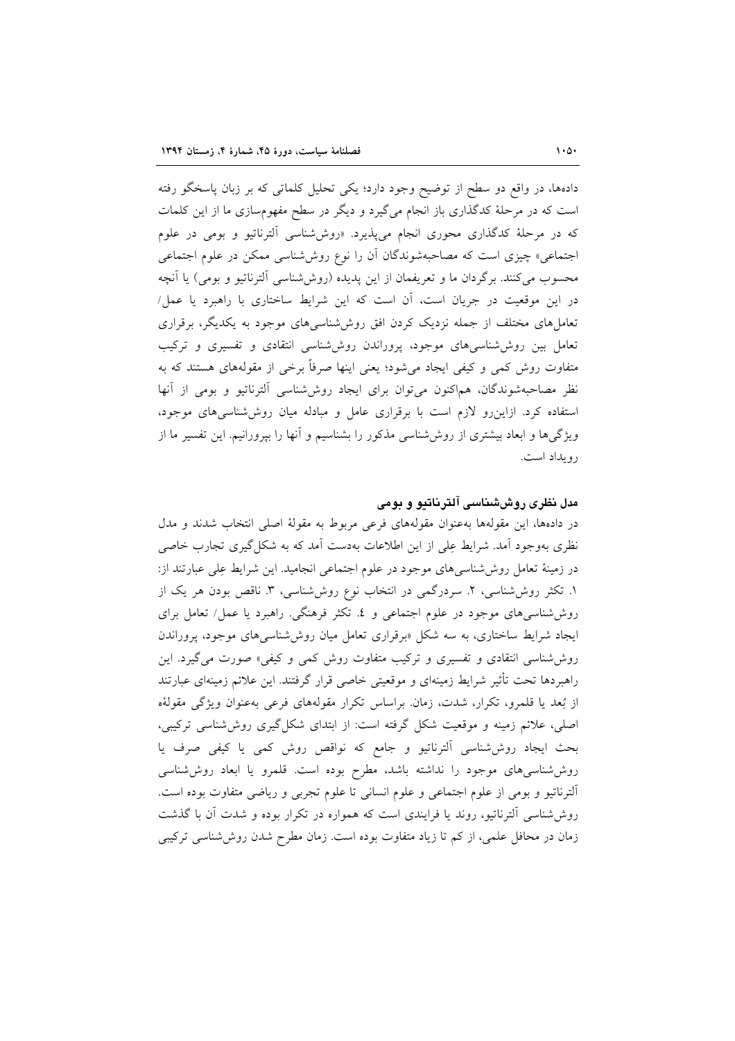داده‌ها، در واقع دو سطح از توضیح وجود دارد؛ یکی تحلیل کلماتی که بر زبان پاسخگو رفته است که در مرحلۀ کدگذاری باز انجام می‌گیرد و دیگر در سطح مفهوم‌سازی ما از این کلمات که در مرحلۀ کدگذاری محوری انجام می‌پذیرد. «روش‌شناسی آلترناتیو و بومی در علوم اجتماعی» چیزی است که مصاحبه‌شوندگان آن را نوع روش‌شناسی ممکن در علوم اجتماعی محسوب می‌کنند. برگردان ما و تعریفمان از این پدیده (روش‌شناسی آلترناتیو و بومی) یا آنچه در این موقعیت در جریان است، آن است که این شرایط ساختاری با راهبرد یا عمل/ تعامل‌های مختلف از جمله نزدیک کردن افق روش‌شناسی‌های موجود به یکدیگر، برقراری تعامل بین روش‌شناسی‌های موجود، پروراندن روش‌شناسی انتقادی و تفسیری و ترکیب متفاوت روش کمی و کیفی ایجاد می‌شود؛ یعنی اینها صرفاً برخی از مقوله‌هایی هستند که به نظر مصاحبه‌شوندگان، هم‌اکنون می‌توان برای ایجاد روش‌شناسی آلترناتیو و بومی از آنها استفاده کرد. ازاین‌رو لازم است با برقراری عامل و مبادله میان روش‌شناسی‌های موجود، ویژگی‌ها و ابعاد بیشتری از روش‌شناسی مذکور را بشناسیم و آنها را بپرورانیم. این تفسیر ما از رویداد است.

## مدل نظری روش‌شناسی آلترناتیو و بومی

در داده‌ها، این مقوله‌ها به‌عنوان مقوله‌های فرعی مربوط به مقولۀ اصلی انتخاب شدند و مدل نظری به‌وجود آمد. شرایط عِلی از این اطلاعات به‌دست آمد که به شکل‌گیری تجارب خاصی در زمینۀ تعامل روش‌شناسی‌های موجود در علوم اجتماعی انجامید. این شرایط عِلی عبارتند از: ۱. تکثر روش‌شناسی، ۲. سردرگمی در انتخاب نوع روش‌شناسی، ۳. ناقص بودن هر یک از روش‌شناسی‌های موجود در علوم اجتماعی و ٤. تکثر فرهنگی. راهبرد یا عمل/ تعامل برای ایجاد شرایط ساختاری، به سه شکل «برقراری تعامل میان روش‌شناسی‌های موجود، پروراندن روش‌شناسی انتقادی و تفسیری و ترکیب متفاوت روش کمی و کیفی» صورت می‌گیرد. این راهبردها تحت تأثیر شرایط زمینه‌ای و موقعیتی خاصی قرار گرفتند. این علائم زمینه‌ای عبارتند از بُعد یا قلمرو، تکرار، شدت، زمان. براساس تکرار مقوله‌های فرعی به‌عنوان ویژگی مقولۀ اصلی، علائم زمینه و موقعیت شکل گرفته است: از ابتدای شکل‌گیری روش‌شناسی ترکیبی، بحث ایجاد روش‌شناسی آلترناتیو و جامع که نواقص روش کمی یا کیفی صرف یا روش‌شناسی‌های موجود را نداشته باشد، مطرح بوده است. قلمرو یا ابعاد روش‌شناسی آلترناتیو و بومی از علوم اجتماعی و علوم انسانی تا علوم تجربی و ریاضی متفاوت بوده است. روش‌شناسی آلترناتیو، روند یا فرایندی است که همواره در تکرار بوده و شدت آن با گذشت زمان در محافل علمی، از کم تا زیاد متفاوت بوده است. زمان مطرح شدن روش‌شناسی ترکیبی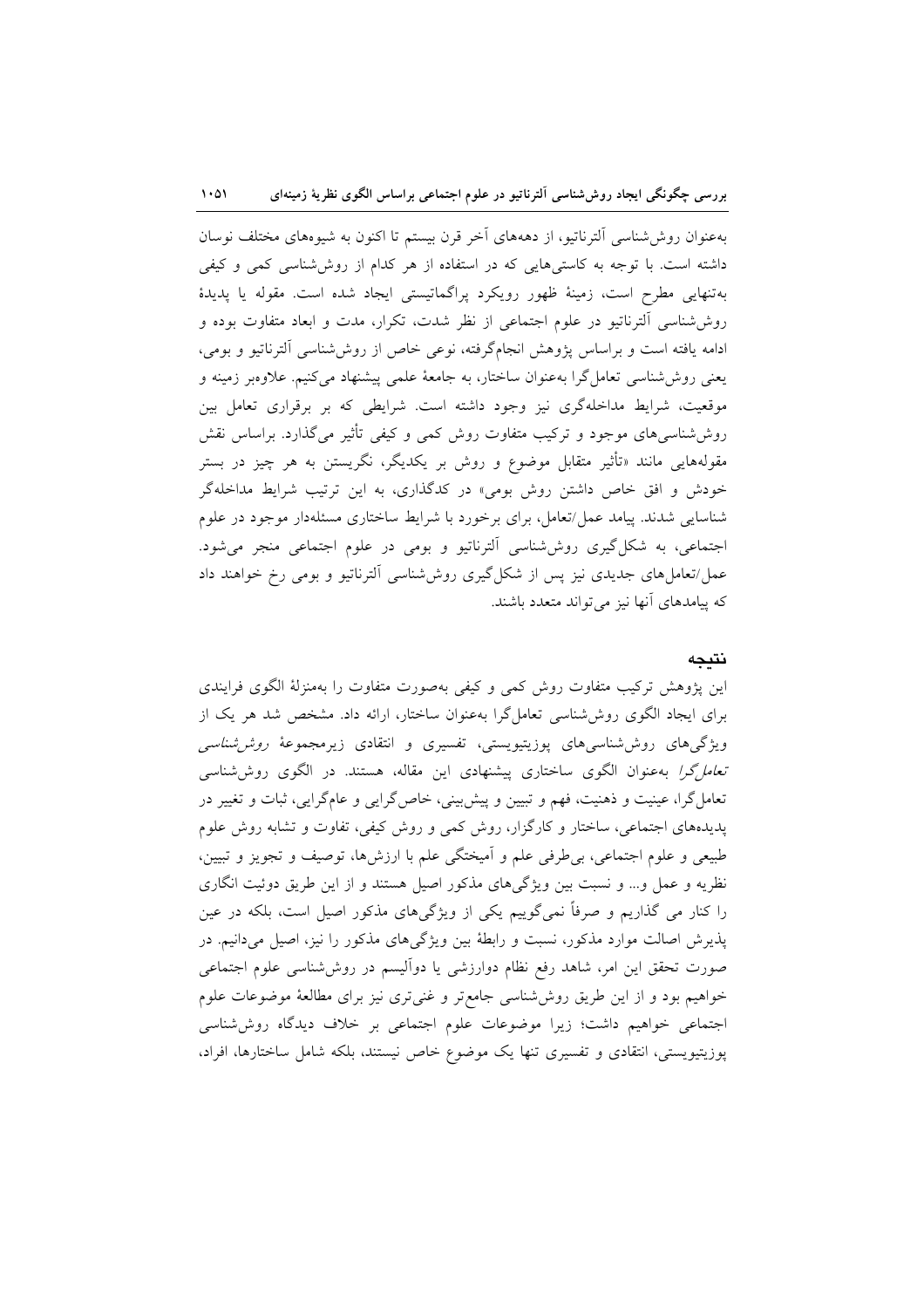به‌عنوان روش‌شناسی آلترناتیو، از دهه‌های آخر قرن بیستم تا اکنون به شیوه‌های مختلف نوسان داشته است. با توجه به کاستی‌هایی که در استفاده از هر کدام از روش‌شناسی کمی و کیفی به‌تنهایی مطرح است، زمینهٔ ظهور رویکرد پراگماتیستی ایجاد شده است. مقوله یا پدیدهٔ روش‌شناسی آلترناتیو در علوم اجتماعی از نظر شدت، تکرار، مدت و ابعاد متفاوت بوده و ادامه یافته است و براساس پژوهش انجام‌گرفته، نوعی خاص از روش‌شناسی آلترناتیو و بومی، یعنی روش‌شناسی تعامل‌گرا به‌عنوان ساختار، به جامعهٔ علمی پیشنهاد می‌کنیم. علاوه‌بر زمینه و موقعیت، شرایط مداخله‌گری نیز وجود داشته است. شرایطی که بر برقراری تعامل بین روش‌شناسی‌های موجود و ترکیب متفاوت روش کمی و کیفی تأثیر می‌گذارد. براساس نقش مقوله‌هایی مانند «تأثیر متقابل موضوع و روش بر یکدیگر، نگریستن به هر چیز در بستر خودش و افق خاص داشتن روش بومی» در کدگذاری، به این ترتیب شرایط مداخله‌گر شناسایی شدند. پیامد عمل/تعامل، برای برخورد با شرایط ساختاری مسئله‌دار موجود در علوم اجتماعی، به شکل‌گیری روش‌شناسی آلترناتیو و بومی در علوم اجتماعی منجر می‌شود. عمل/تعامل‌های جدیدی نیز پس از شکل‌گیری روش‌شناسی آلترناتیو و بومی رخ خواهند داد که پیامدهای آنها نیز می‌تواند متعدد باشند.

## نتیجه

این پژوهش ترکیب متفاوت روش کمی و کیفی به‌صورت متفاوت را به‌منزلهٔ الگوی فرایندی برای ایجاد الگوی روش‌شناسی تعامل‌گرا به‌عنوان ساختار، ارائه داد. مشخص شد هر یک از ویژگی‌های روش‌شناسی‌های پوزیتیویستی، تفسیری و انتقادی زیرمجموعهٔ *روش‌شناسی تعامل‌گرا* به‌عنوان الگوی ساختاری پیشنهادی این مقاله، هستند. در الگوی روش‌شناسی تعامل‌گرا، عینیت و ذهنیت، فهم و تبیین و پیش‌بینی، خاص‌گرایی و عام‌گرایی، ثبات و تغییر در پدیده‌های اجتماعی، ساختار و کارگزار، روش کمی و روش کیفی، تفاوت و تشابه روش علوم طبیعی و علوم اجتماعی، بی‌طرفی علم و آمیختگی علم با ارزش‌ها، توصیف و تجویز و تبیین، نظریه و عمل و... و نسبت بین ویژگی‌های مذکور اصیل هستند و از این طریق دوئیت انگاری را کنار می گذاریم و صرفاً نمی‌گوییم یکی از ویژگی‌های مذکور اصیل است، بلکه در عین پذیرش اصالت موارد مذکور، نسبت و رابطهٔ بین ویژگی‌های مذکور را نیز، اصیل می‌دانیم. در صورت تحقق این امر، شاهد رفع نظام دوارزشی یا دوآلیسم در روش‌شناسی علوم اجتماعی خواهیم بود و از این طریق روش‌شناسی جامع‌تر و غنی‌تری نیز برای مطالعهٔ موضوعات علوم اجتماعی خواهیم داشت؛ زیرا موضوعات علوم اجتماعی بر خلاف دیدگاه روش‌شناسی پوزیتیویستی، انتقادی و تفسیری تنها یک موضوع خاص نیستند، بلکه شامل ساختارها، افراد،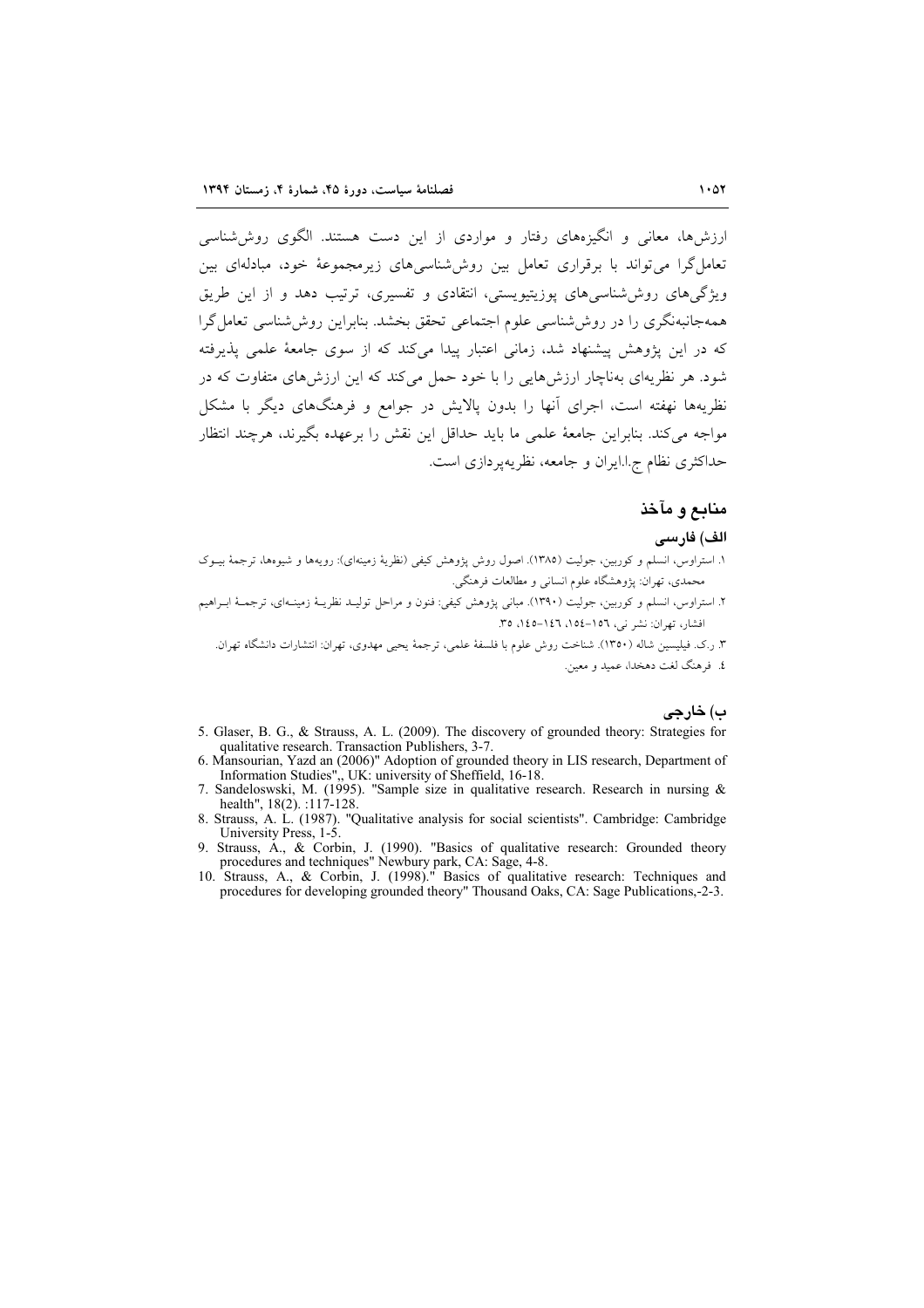ارزش‌ها، معانی و انگیزه‌های رفتار و مواردی از این دست هستند. الگوی روش‌شناسی تعامل‌گرا می‌تواند با برقراری تعامل بین روش‌شناسی‌های زیرمجموعهٔ خود، مبادله‌ای بین ویژگی‌های روش‌شناسی‌های پوزیتیویستی، انتقادی و تفسیری، ترتیب دهد و از این طریق همه‌جانبه‌نگری را در روش‌شناسی علوم اجتماعی تحقق بخشد. بنابراین روش‌شناسی تعامل‌گرا که در این پژوهش پیشنهاد شد، زمانی اعتبار پیدا می‌کند که از سوی جامعهٔ علمی پذیرفته شود. هر نظریه‌ای به‌ناچار ارزش‌هایی را با خود حمل می‌کند که این ارزش‌های متفاوت که در نظریه‌ها نهفته است، اجرای آنها را بدون پالایش در جوامع و فرهنگ‌های دیگر با مشکل مواجه می‌کند. بنابراین جامعهٔ علمی ما باید حداقل این نقش را برعهده بگیرند، هرچند انتظار حداکثری نظام ج.ا.ایران و جامعه، نظریه‌پردازی است.

## منابع و مآخذ

### الف) فارسی

۱. استراوس، انسلم و کوربین، جولیت (۱۳۸۵). اصول روش پژوهش کیفی (نظریهٔ زمینه‌ای): رویه‌ها و شیوه‌ها، ترجمهٔ بیوک محمدی، تهران: پژوهشگاه علوم انسانی و مطالعات فرهنگی.

۲. استراوس، انسلم و کوربین، جولیت (۱۳۹۰). مبانی پژوهش کیفی: فنون و مراحل تولید نظریهٔ زمینه‌ای، ترجمهٔ ابراهیم افشار، تهران: نشر نی، ۱۵۶–۱۵۴، ۱۴۶–۱۴۵، ۳۵.

۳. ر.ک. فیلیسین شاله (۱۳۵۰). شناخت روش علوم یا فلسفهٔ علمی، ترجمهٔ یحیی مهدوی، تهران: انتشارات دانشگاه تهران.

۴. فرهنگ لغت دهخدا، عمید و معین.

### ب) خارجی

5. Glaser, B. G., & Strauss, A. L. (2009). The discovery of grounded theory: Strategies for qualitative research. Transaction Publishers, 3-7.
6. Mansourian, Yazd an (2006)" Adoption of grounded theory in LIS research, Department of Information Studies",, UK: university of Sheffield, 16-18.
7. Sandeloswski, M. (1995). "Sample size in qualitative research. Research in nursing & health", 18(2). :117-128.
8. Strauss, A. L. (1987). "Qualitative analysis for social scientists". Cambridge: Cambridge University Press, 1-5.
9. Strauss, A., & Corbin, J. (1990). "Basics of qualitative research: Grounded theory procedures and techniques" Newbury park, CA: Sage, 4-8.
10. Strauss, A., & Corbin, J. (1998)." Basics of qualitative research: Techniques and procedures for developing grounded theory" Thousand Oaks, CA: Sage Publications,-2-3.